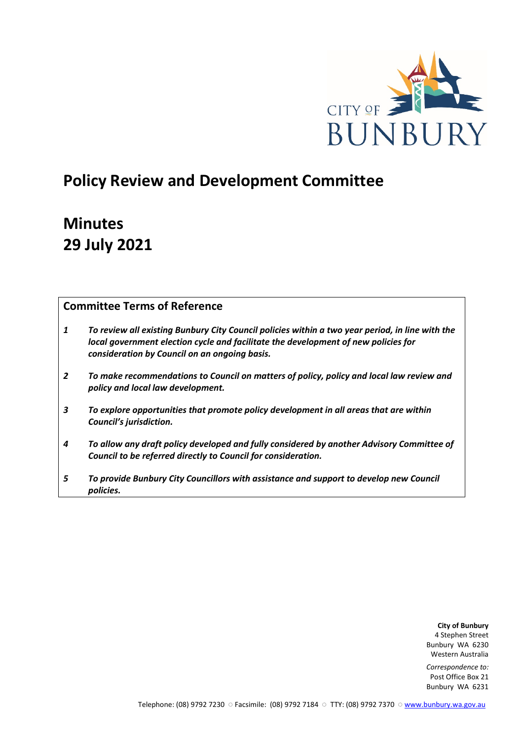CITY OF BUNBURY

# Policy Review and Development Committee

# Minutes
# 29 July 2021

## Committee Terms of Reference

1. ***To review all existing Bunbury City Council policies within a two year period, in line with the local government election cycle and facilitate the development of new policies for consideration by Council on an ongoing basis.***
2. ***To make recommendations to Council on matters of policy, policy and local law review and policy and local law development.***
3. ***To explore opportunities that promote policy development in all areas that are within Council's jurisdiction.***
4. ***To allow any draft policy developed and fully considered by another Advisory Committee of Council to be referred directly to Council for consideration.***
5. ***To provide Bunbury City Councillors with assistance and support to develop new Council policies.***

**City of Bunbury**
4 Stephen Street
Bunbury WA 6230
Western Australia

*Correspondence to:*
Post Office Box 21
Bunbury WA 6231

Telephone: (08) 9792 7230 ○ Facsimile: (08) 9792 7184 ○ TTY: (08) 9792 7370 ○ www.bunbury.wa.gov.au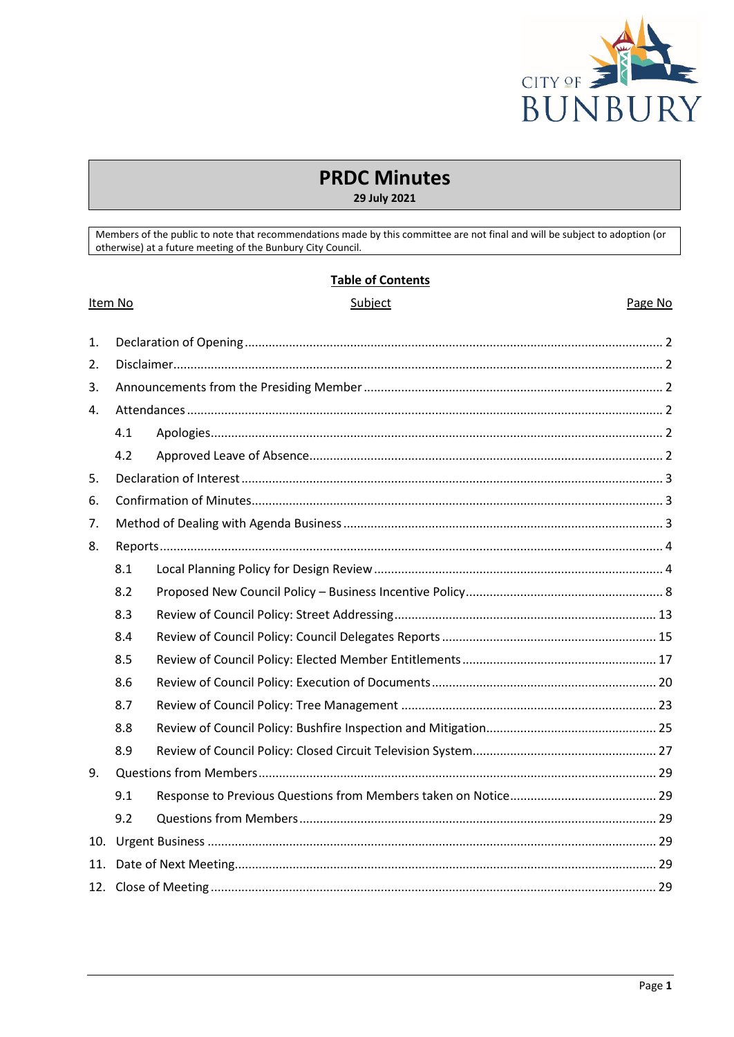# PRDC Minutes

**29 July 2021**

Members of the public to note that recommendations made by this committee are not final and will be subject to adoption (or otherwise) at a future meeting of the Bunbury City Council.

**Table of Contents**

| Item No | Subject | Page No |
|---|---|---|
| 1. | Declaration of Opening | 2 |
| 2. | Disclaimer | 2 |
| 3. | Announcements from the Presiding Member | 2 |
| 4. | Attendances | 2 |
| 4.1 | Apologies | 2 |
| 4.2 | Approved Leave of Absence | 2 |
| 5. | Declaration of Interest | 3 |
| 6. | Confirmation of Minutes | 3 |
| 7. | Method of Dealing with Agenda Business | 3 |
| 8. | Reports | 4 |
| 8.1 | Local Planning Policy for Design Review | 4 |
| 8.2 | Proposed New Council Policy – Business Incentive Policy | 8 |
| 8.3 | Review of Council Policy: Street Addressing | 13 |
| 8.4 | Review of Council Policy: Council Delegates Reports | 15 |
| 8.5 | Review of Council Policy: Elected Member Entitlements | 17 |
| 8.6 | Review of Council Policy: Execution of Documents | 20 |
| 8.7 | Review of Council Policy: Tree Management | 23 |
| 8.8 | Review of Council Policy: Bushfire Inspection and Mitigation | 25 |
| 8.9 | Review of Council Policy: Closed Circuit Television System | 27 |
| 9. | Questions from Members | 29 |
| 9.1 | Response to Previous Questions from Members taken on Notice | 29 |
| 9.2 | Questions from Members | 29 |
| 10. | Urgent Business | 29 |
| 11. | Date of Next Meeting | 29 |
| 12. | Close of Meeting | 29 |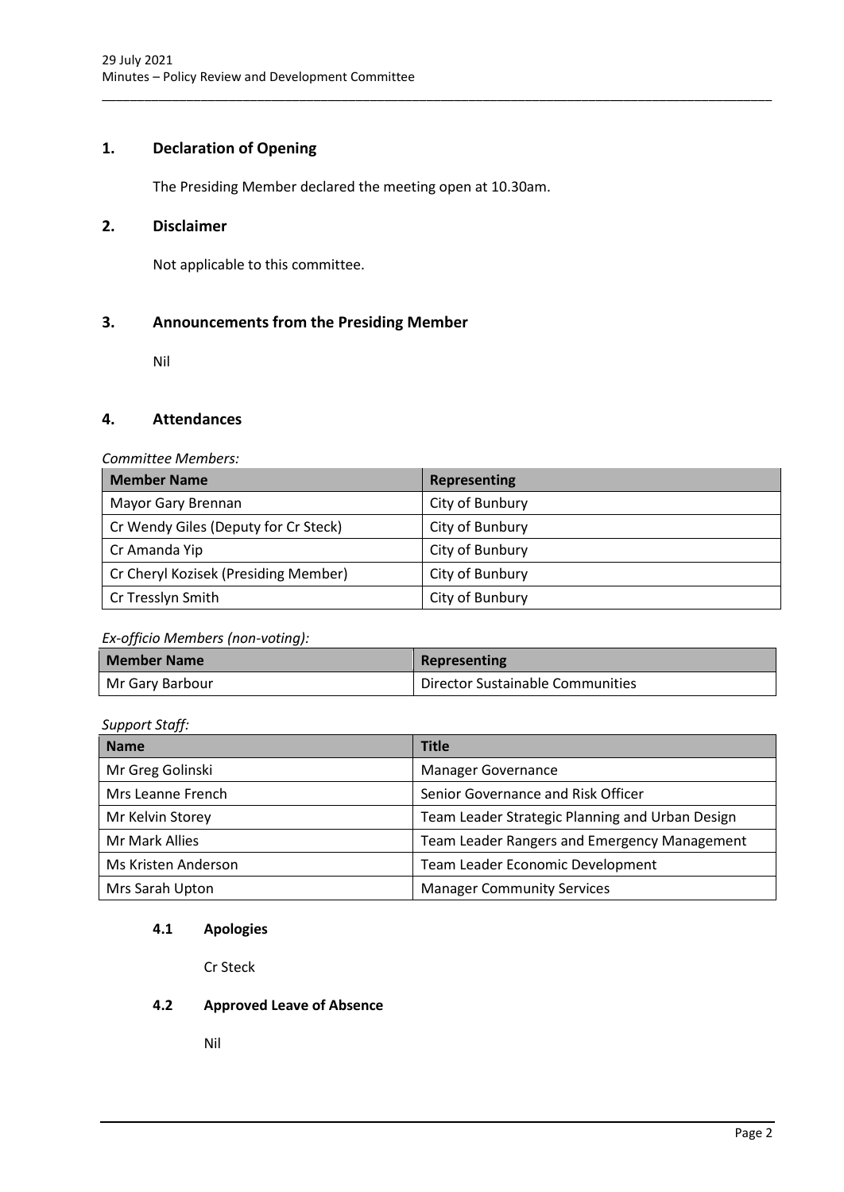## 1. Declaration of Opening

The Presiding Member declared the meeting open at 10.30am.

## 2. Disclaimer

Not applicable to this committee.

## 3. Announcements from the Presiding Member

Nil

## 4. Attendances

*Committee Members:*

| Member Name | Representing |
|---|---|
| Mayor Gary Brennan | City of Bunbury |
| Cr Wendy Giles (Deputy for Cr Steck) | City of Bunbury |
| Cr Amanda Yip | City of Bunbury |
| Cr Cheryl Kozisek (Presiding Member) | City of Bunbury |
| Cr Tresslyn Smith | City of Bunbury |

*Ex-officio Members (non-voting):*

| Member Name | Representing |
|---|---|
| Mr Gary Barbour | Director Sustainable Communities |

*Support Staff:*

| Name | Title |
|---|---|
| Mr Greg Golinski | Manager Governance |
| Mrs Leanne French | Senior Governance and Risk Officer |
| Mr Kelvin Storey | Team Leader Strategic Planning and Urban Design |
| Mr Mark Allies | Team Leader Rangers and Emergency Management |
| Ms Kristen Anderson | Team Leader Economic Development |
| Mrs Sarah Upton | Manager Community Services |

### 4.1 Apologies

Cr Steck

### 4.2 Approved Leave of Absence

Nil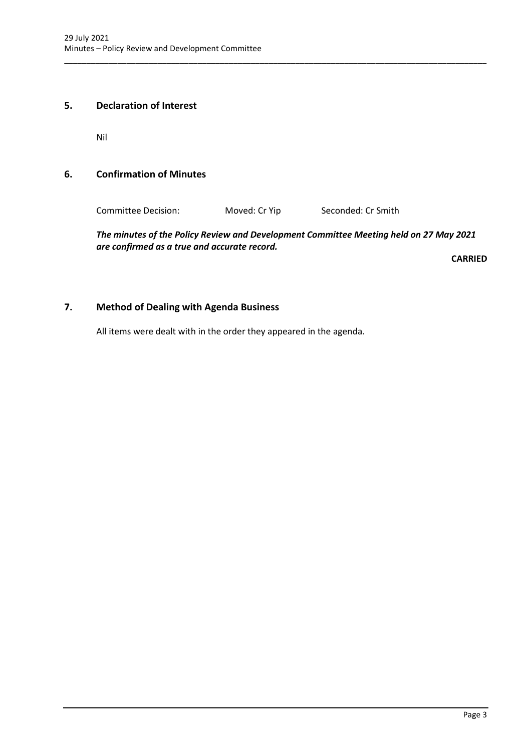## 5. Declaration of Interest

Nil

## 6. Confirmation of Minutes

Committee Decision: Moved: Cr Yip Seconded: Cr Smith

***The minutes of the Policy Review and Development Committee Meeting held on 27 May 2021 are confirmed as a true and accurate record.***

**CARRIED**

## 7. Method of Dealing with Agenda Business

All items were dealt with in the order they appeared in the agenda.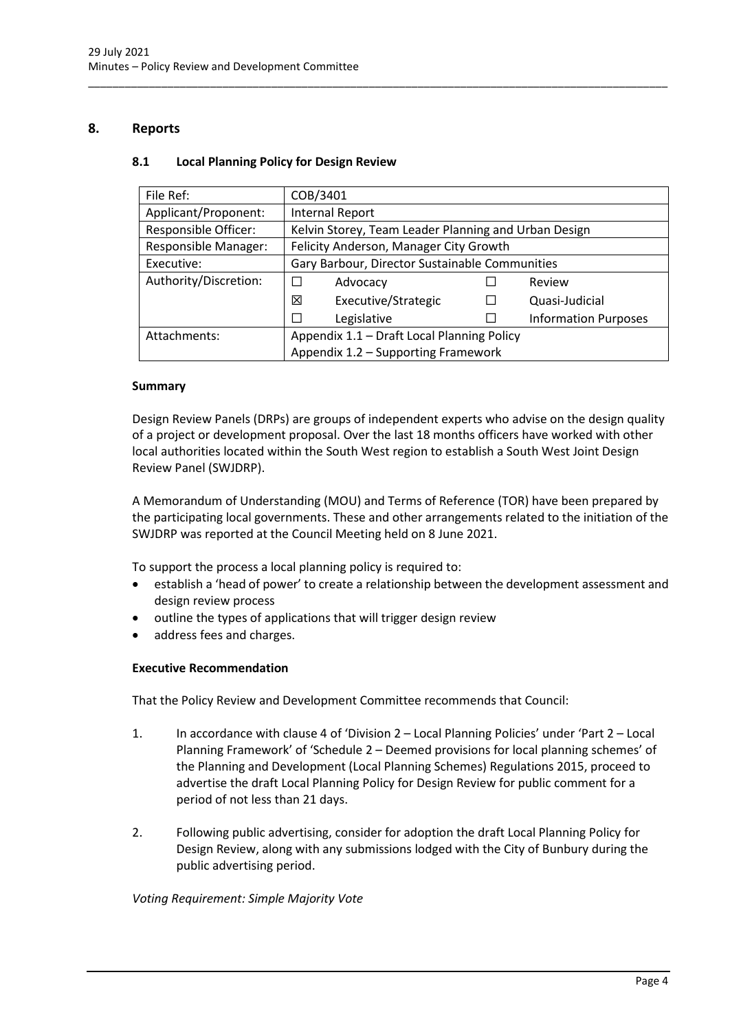## 8. Reports

### 8.1 Local Planning Policy for Design Review

| File Ref: | COB/3401 | | | |
|---|---|---|---|---|
| Applicant/Proponent: | Internal Report | | | |
| Responsible Officer: | Kelvin Storey, Team Leader Planning and Urban Design | | | |
| Responsible Manager: | Felicity Anderson, Manager City Growth | | | |
| Executive: | Gary Barbour, Director Sustainable Communities | | | |
| Authority/Discretion: | ☐ | Advocacy | ☐ | Review |
| | ☒ | Executive/Strategic | ☐ | Quasi-Judicial |
| | ☐ | Legislative | ☐ | Information Purposes |
| Attachments: | Appendix 1.1 – Draft Local Planning Policy<br>Appendix 1.2 – Supporting Framework | | | |

**Summary**

Design Review Panels (DRPs) are groups of independent experts who advise on the design quality of a project or development proposal. Over the last 18 months officers have worked with other local authorities located within the South West region to establish a South West Joint Design Review Panel (SWJDRP).

A Memorandum of Understanding (MOU) and Terms of Reference (TOR) have been prepared by the participating local governments. These and other arrangements related to the initiation of the SWJDRP was reported at the Council Meeting held on 8 June 2021.

To support the process a local planning policy is required to:

- establish a 'head of power' to create a relationship between the development assessment and design review process
- outline the types of applications that will trigger design review
- address fees and charges.

**Executive Recommendation**

That the Policy Review and Development Committee recommends that Council:

1. In accordance with clause 4 of 'Division 2 – Local Planning Policies' under 'Part 2 – Local Planning Framework' of 'Schedule 2 – Deemed provisions for local planning schemes' of the Planning and Development (Local Planning Schemes) Regulations 2015, proceed to advertise the draft Local Planning Policy for Design Review for public comment for a period of not less than 21 days.

2. Following public advertising, consider for adoption the draft Local Planning Policy for Design Review, along with any submissions lodged with the City of Bunbury during the public advertising period.

*Voting Requirement: Simple Majority Vote*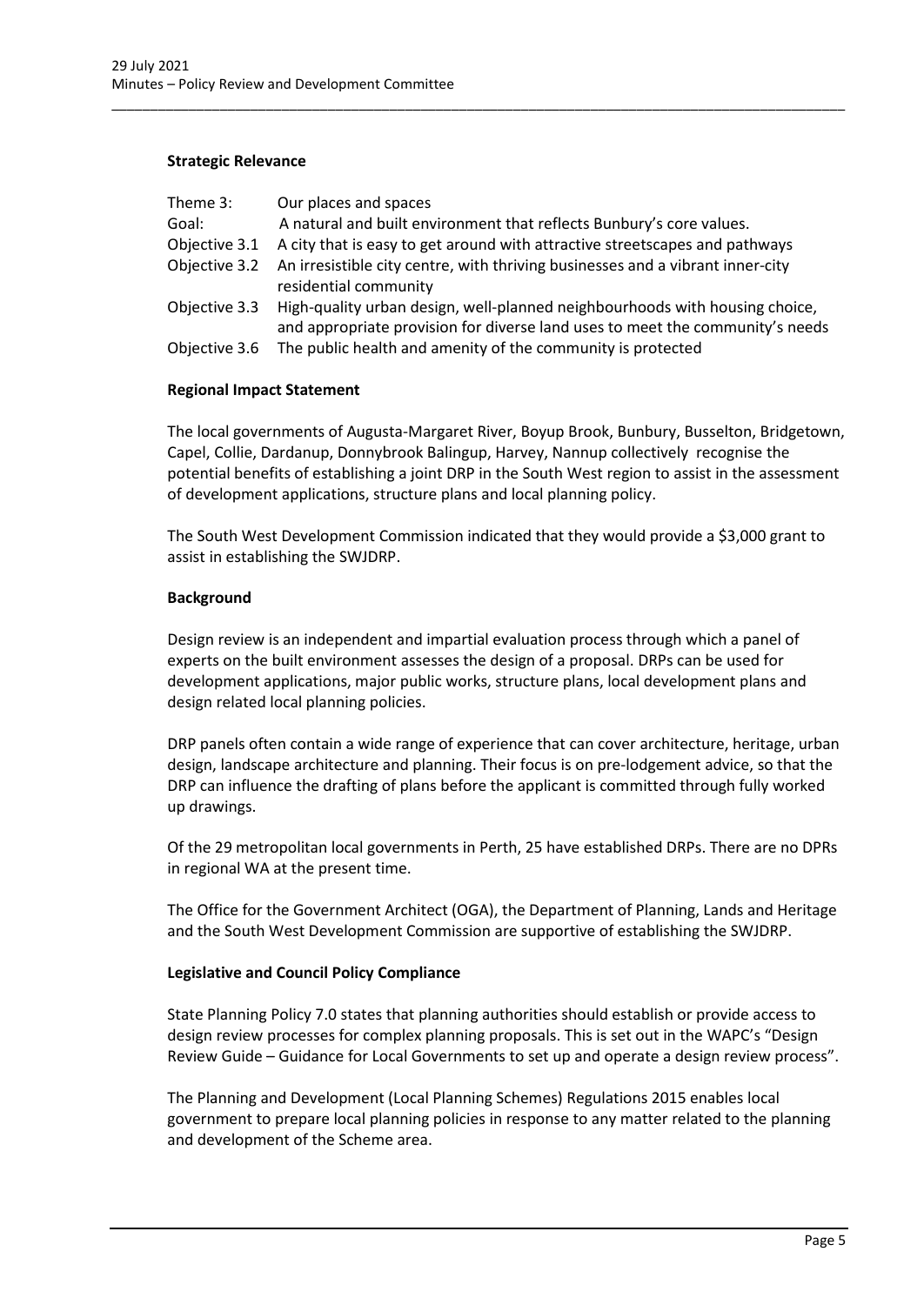**Strategic Relevance**

| | |
|---|---|
| Theme 3: | Our places and spaces |
| Goal: | A natural and built environment that reflects Bunbury's core values. |
| Objective 3.1 | A city that is easy to get around with attractive streetscapes and pathways |
| Objective 3.2 | An irresistible city centre, with thriving businesses and a vibrant inner-city residential community |
| Objective 3.3 | High-quality urban design, well-planned neighbourhoods with housing choice, and appropriate provision for diverse land uses to meet the community's needs |
| Objective 3.6 | The public health and amenity of the community is protected |

**Regional Impact Statement**

The local governments of Augusta-Margaret River, Boyup Brook, Bunbury, Busselton, Bridgetown, Capel, Collie, Dardanup, Donnybrook Balingup, Harvey, Nannup collectively recognise the potential benefits of establishing a joint DRP in the South West region to assist in the assessment of development applications, structure plans and local planning policy.

The South West Development Commission indicated that they would provide a $3,000 grant to assist in establishing the SWJDRP.

**Background**

Design review is an independent and impartial evaluation process through which a panel of experts on the built environment assesses the design of a proposal. DRPs can be used for development applications, major public works, structure plans, local development plans and design related local planning policies.

DRP panels often contain a wide range of experience that can cover architecture, heritage, urban design, landscape architecture and planning. Their focus is on pre-lodgement advice, so that the DRP can influence the drafting of plans before the applicant is committed through fully worked up drawings.

Of the 29 metropolitan local governments in Perth, 25 have established DRPs. There are no DPRs in regional WA at the present time.

The Office for the Government Architect (OGA), the Department of Planning, Lands and Heritage and the South West Development Commission are supportive of establishing the SWJDRP.

**Legislative and Council Policy Compliance**

State Planning Policy 7.0 states that planning authorities should establish or provide access to design review processes for complex planning proposals. This is set out in the WAPC's "Design Review Guide – Guidance for Local Governments to set up and operate a design review process".

The Planning and Development (Local Planning Schemes) Regulations 2015 enables local government to prepare local planning policies in response to any matter related to the planning and development of the Scheme area.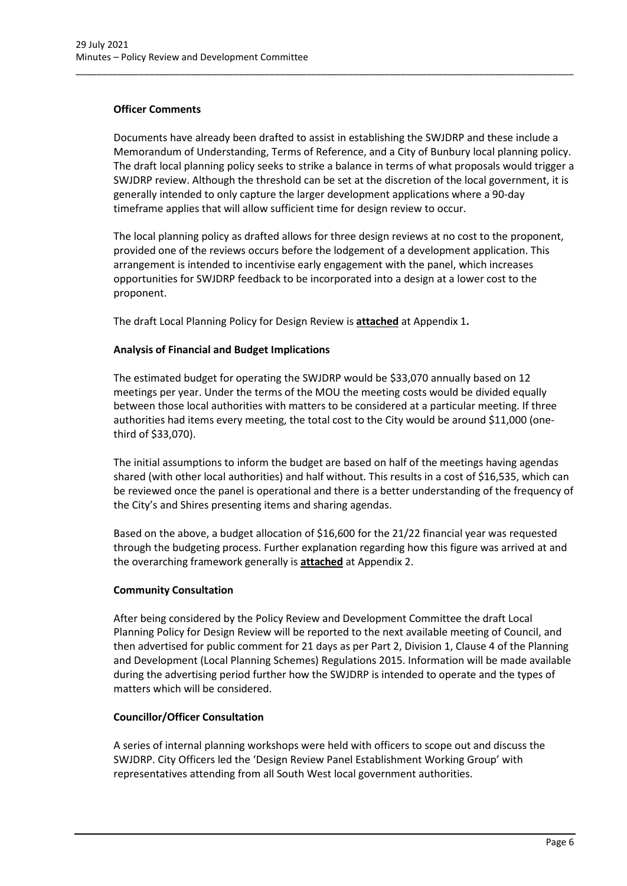**Officer Comments**

Documents have already been drafted to assist in establishing the SWJDRP and these include a Memorandum of Understanding, Terms of Reference, and a City of Bunbury local planning policy. The draft local planning policy seeks to strike a balance in terms of what proposals would trigger a SWJDRP review. Although the threshold can be set at the discretion of the local government, it is generally intended to only capture the larger development applications where a 90-day timeframe applies that will allow sufficient time for design review to occur.

The local planning policy as drafted allows for three design reviews at no cost to the proponent, provided one of the reviews occurs before the lodgement of a development application. This arrangement is intended to incentivise early engagement with the panel, which increases opportunities for SWJDRP feedback to be incorporated into a design at a lower cost to the proponent.

The draft Local Planning Policy for Design Review is **attached** at Appendix 1**.**

**Analysis of Financial and Budget Implications**

The estimated budget for operating the SWJDRP would be $33,070 annually based on 12 meetings per year. Under the terms of the MOU the meeting costs would be divided equally between those local authorities with matters to be considered at a particular meeting. If three authorities had items every meeting, the total cost to the City would be around $11,000 (one-third of $33,070).

The initial assumptions to inform the budget are based on half of the meetings having agendas shared (with other local authorities) and half without. This results in a cost of $16,535, which can be reviewed once the panel is operational and there is a better understanding of the frequency of the City's and Shires presenting items and sharing agendas.

Based on the above, a budget allocation of $16,600 for the 21/22 financial year was requested through the budgeting process. Further explanation regarding how this figure was arrived at and the overarching framework generally is **attached** at Appendix 2.

**Community Consultation**

After being considered by the Policy Review and Development Committee the draft Local Planning Policy for Design Review will be reported to the next available meeting of Council, and then advertised for public comment for 21 days as per Part 2, Division 1, Clause 4 of the Planning and Development (Local Planning Schemes) Regulations 2015. Information will be made available during the advertising period further how the SWJDRP is intended to operate and the types of matters which will be considered.

**Councillor/Officer Consultation**

A series of internal planning workshops were held with officers to scope out and discuss the SWJDRP. City Officers led the 'Design Review Panel Establishment Working Group' with representatives attending from all South West local government authorities.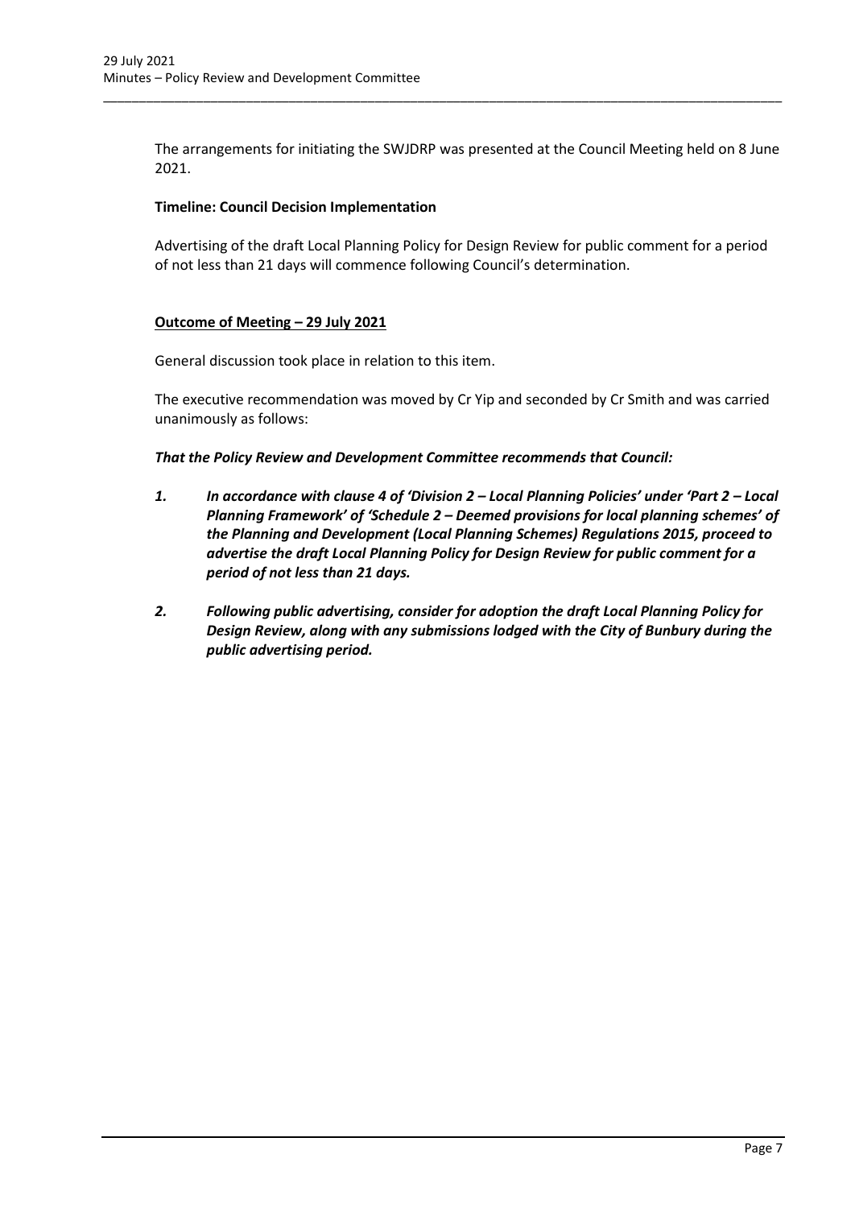The arrangements for initiating the SWJDRP was presented at the Council Meeting held on 8 June 2021.

**Timeline: Council Decision Implementation**

Advertising of the draft Local Planning Policy for Design Review for public comment for a period of not less than 21 days will commence following Council's determination.

**Outcome of Meeting – 29 July 2021**

General discussion took place in relation to this item.

The executive recommendation was moved by Cr Yip and seconded by Cr Smith and was carried unanimously as follows:

***That the Policy Review and Development Committee recommends that Council:***

1. ***In accordance with clause 4 of 'Division 2 – Local Planning Policies' under 'Part 2 – Local Planning Framework' of 'Schedule 2 – Deemed provisions for local planning schemes' of the Planning and Development (Local Planning Schemes) Regulations 2015, proceed to advertise the draft Local Planning Policy for Design Review for public comment for a period of not less than 21 days.***

2. ***Following public advertising, consider for adoption the draft Local Planning Policy for Design Review, along with any submissions lodged with the City of Bunbury during the public advertising period.***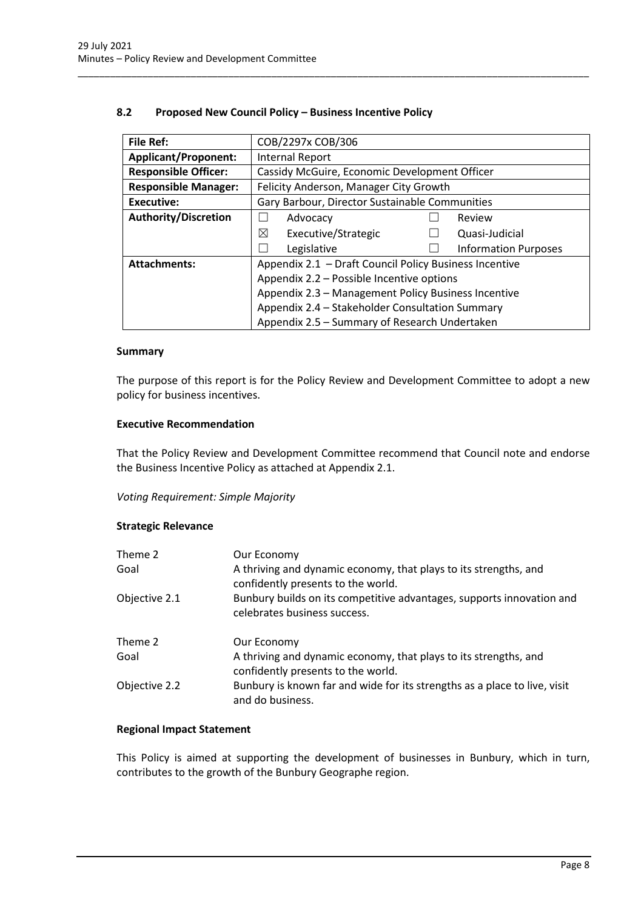## 8.2 Proposed New Council Policy – Business Incentive Policy

| **File Ref:** | COB/2297x COB/306 |
|---|---|
| **Applicant/Proponent:** | Internal Report |
| **Responsible Officer:** | Cassidy McGuire, Economic Development Officer |
| **Responsible Manager:** | Felicity Anderson, Manager City Growth |
| **Executive:** | Gary Barbour, Director Sustainable Communities |
| **Authority/Discretion** | ☐ Advocacy ☐ Review<br>☒ Executive/Strategic ☐ Quasi-Judicial<br>☐ Legislative ☐ Information Purposes |
| **Attachments:** | Appendix 2.1 – Draft Council Policy Business Incentive<br>Appendix 2.2 – Possible Incentive options<br>Appendix 2.3 – Management Policy Business Incentive<br>Appendix 2.4 – Stakeholder Consultation Summary<br>Appendix 2.5 – Summary of Research Undertaken |

### Summary

The purpose of this report is for the Policy Review and Development Committee to adopt a new policy for business incentives.

### Executive Recommendation

That the Policy Review and Development Committee recommend that Council note and endorse the Business Incentive Policy as attached at Appendix 2.1.

*Voting Requirement: Simple Majority*

### Strategic Relevance

| | |
|---|---|
| Theme 2 | Our Economy |
| Goal | A thriving and dynamic economy, that plays to its strengths, and confidently presents to the world. |
| Objective 2.1 | Bunbury builds on its competitive advantages, supports innovation and celebrates business success. |
| | |
| Theme 2 | Our Economy |
| Goal | A thriving and dynamic economy, that plays to its strengths, and confidently presents to the world. |
| Objective 2.2 | Bunbury is known far and wide for its strengths as a place to live, visit and do business. |

### Regional Impact Statement

This Policy is aimed at supporting the development of businesses in Bunbury, which in turn, contributes to the growth of the Bunbury Geographe region.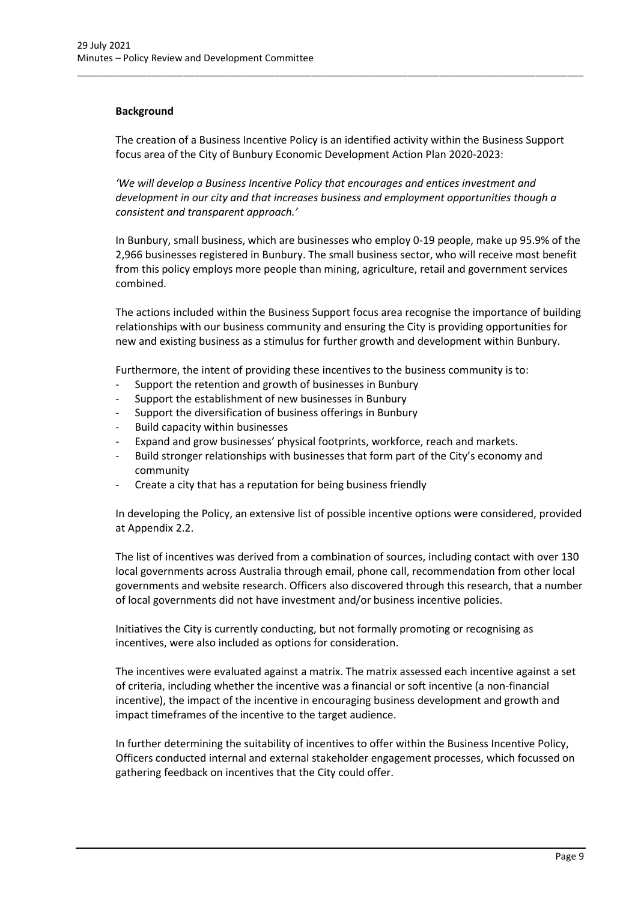**Background**

The creation of a Business Incentive Policy is an identified activity within the Business Support focus area of the City of Bunbury Economic Development Action Plan 2020-2023:

*'We will develop a Business Incentive Policy that encourages and entices investment and development in our city and that increases business and employment opportunities though a consistent and transparent approach.'*

In Bunbury, small business, which are businesses who employ 0-19 people, make up 95.9% of the 2,966 businesses registered in Bunbury. The small business sector, who will receive most benefit from this policy employs more people than mining, agriculture, retail and government services combined.

The actions included within the Business Support focus area recognise the importance of building relationships with our business community and ensuring the City is providing opportunities for new and existing business as a stimulus for further growth and development within Bunbury.

Furthermore, the intent of providing these incentives to the business community is to:

- Support the retention and growth of businesses in Bunbury
- Support the establishment of new businesses in Bunbury
- Support the diversification of business offerings in Bunbury
- Build capacity within businesses
- Expand and grow businesses' physical footprints, workforce, reach and markets.
- Build stronger relationships with businesses that form part of the City's economy and community
- Create a city that has a reputation for being business friendly

In developing the Policy, an extensive list of possible incentive options were considered, provided at Appendix 2.2.

The list of incentives was derived from a combination of sources, including contact with over 130 local governments across Australia through email, phone call, recommendation from other local governments and website research. Officers also discovered through this research, that a number of local governments did not have investment and/or business incentive policies.

Initiatives the City is currently conducting, but not formally promoting or recognising as incentives, were also included as options for consideration.

The incentives were evaluated against a matrix. The matrix assessed each incentive against a set of criteria, including whether the incentive was a financial or soft incentive (a non-financial incentive), the impact of the incentive in encouraging business development and growth and impact timeframes of the incentive to the target audience.

In further determining the suitability of incentives to offer within the Business Incentive Policy, Officers conducted internal and external stakeholder engagement processes, which focussed on gathering feedback on incentives that the City could offer.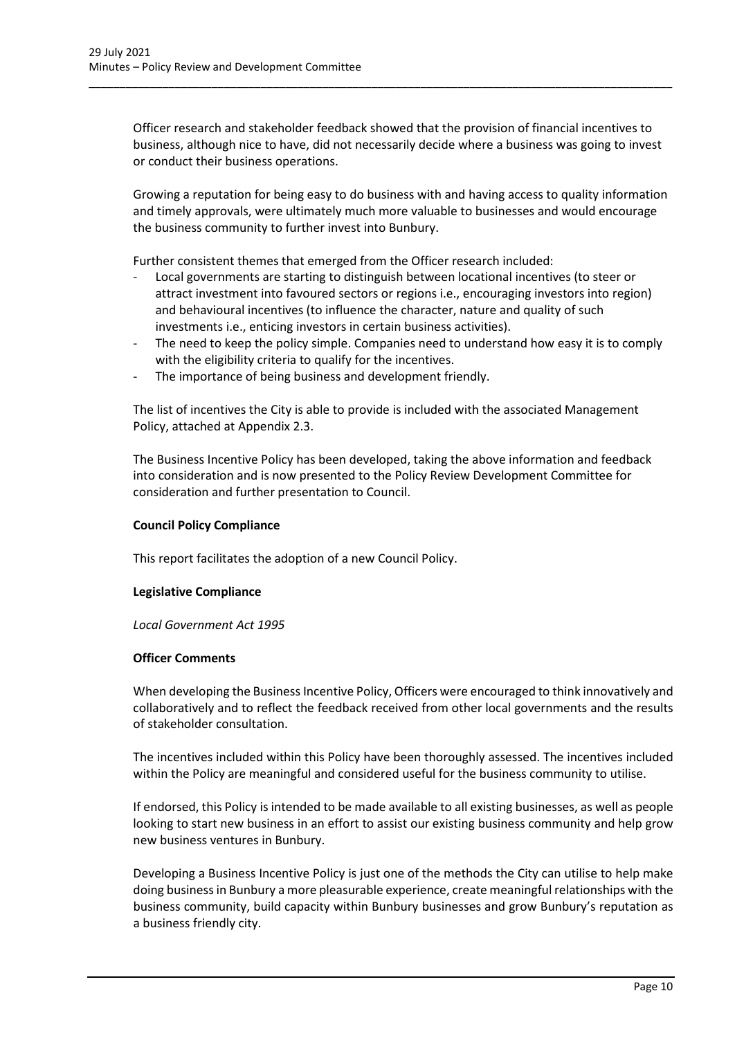Officer research and stakeholder feedback showed that the provision of financial incentives to business, although nice to have, did not necessarily decide where a business was going to invest or conduct their business operations.

Growing a reputation for being easy to do business with and having access to quality information and timely approvals, were ultimately much more valuable to businesses and would encourage the business community to further invest into Bunbury.

Further consistent themes that emerged from the Officer research included:

- Local governments are starting to distinguish between locational incentives (to steer or attract investment into favoured sectors or regions i.e., encouraging investors into region) and behavioural incentives (to influence the character, nature and quality of such investments i.e., enticing investors in certain business activities).
- The need to keep the policy simple. Companies need to understand how easy it is to comply with the eligibility criteria to qualify for the incentives.
- The importance of being business and development friendly.

The list of incentives the City is able to provide is included with the associated Management Policy, attached at Appendix 2.3.

The Business Incentive Policy has been developed, taking the above information and feedback into consideration and is now presented to the Policy Review Development Committee for consideration and further presentation to Council.

**Council Policy Compliance**

This report facilitates the adoption of a new Council Policy.

**Legislative Compliance**

*Local Government Act 1995*

**Officer Comments**

When developing the Business Incentive Policy, Officers were encouraged to think innovatively and collaboratively and to reflect the feedback received from other local governments and the results of stakeholder consultation.

The incentives included within this Policy have been thoroughly assessed. The incentives included within the Policy are meaningful and considered useful for the business community to utilise.

If endorsed, this Policy is intended to be made available to all existing businesses, as well as people looking to start new business in an effort to assist our existing business community and help grow new business ventures in Bunbury.

Developing a Business Incentive Policy is just one of the methods the City can utilise to help make doing business in Bunbury a more pleasurable experience, create meaningful relationships with the business community, build capacity within Bunbury businesses and grow Bunbury's reputation as a business friendly city.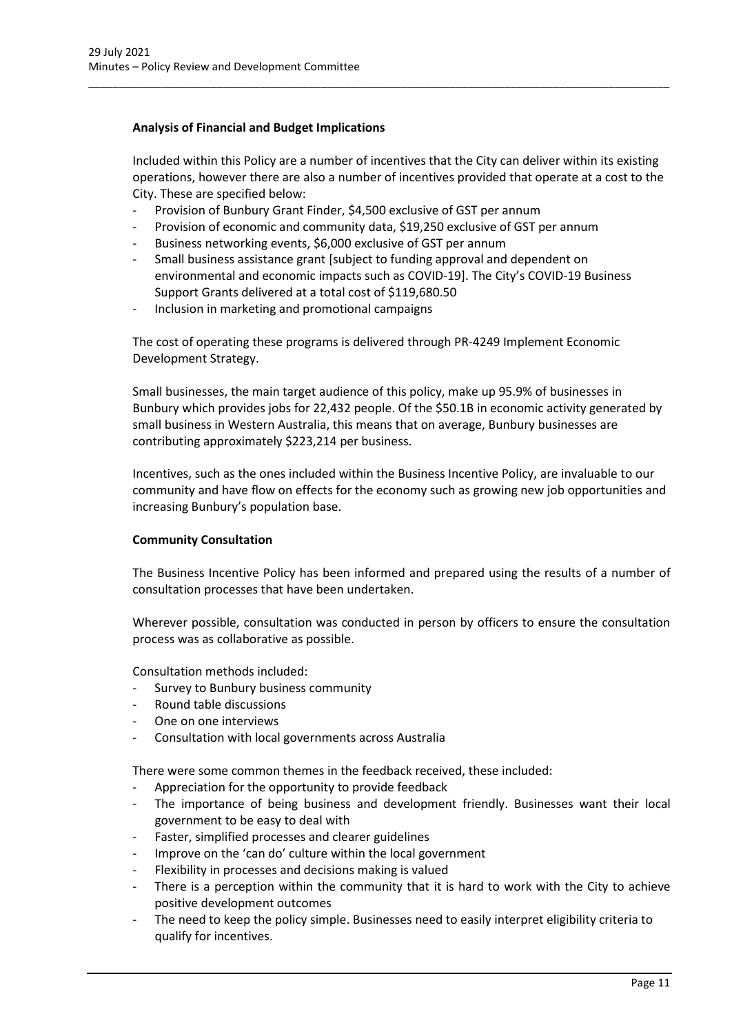**Analysis of Financial and Budget Implications**

Included within this Policy are a number of incentives that the City can deliver within its existing operations, however there are also a number of incentives provided that operate at a cost to the City. These are specified below:

- Provision of Bunbury Grant Finder, $4,500 exclusive of GST per annum
- Provision of economic and community data, $19,250 exclusive of GST per annum
- Business networking events, $6,000 exclusive of GST per annum
- Small business assistance grant [subject to funding approval and dependent on environmental and economic impacts such as COVID-19]. The City's COVID-19 Business Support Grants delivered at a total cost of $119,680.50
- Inclusion in marketing and promotional campaigns

The cost of operating these programs is delivered through PR-4249 Implement Economic Development Strategy.

Small businesses, the main target audience of this policy, make up 95.9% of businesses in Bunbury which provides jobs for 22,432 people. Of the $50.1B in economic activity generated by small business in Western Australia, this means that on average, Bunbury businesses are contributing approximately $223,214 per business.

Incentives, such as the ones included within the Business Incentive Policy, are invaluable to our community and have flow on effects for the economy such as growing new job opportunities and increasing Bunbury's population base.

**Community Consultation**

The Business Incentive Policy has been informed and prepared using the results of a number of consultation processes that have been undertaken.

Wherever possible, consultation was conducted in person by officers to ensure the consultation process was as collaborative as possible.

Consultation methods included:

- Survey to Bunbury business community
- Round table discussions
- One on one interviews
- Consultation with local governments across Australia

There were some common themes in the feedback received, these included:

- Appreciation for the opportunity to provide feedback
- The importance of being business and development friendly. Businesses want their local government to be easy to deal with
- Faster, simplified processes and clearer guidelines
- Improve on the 'can do' culture within the local government
- Flexibility in processes and decisions making is valued
- There is a perception within the community that it is hard to work with the City to achieve positive development outcomes
- The need to keep the policy simple. Businesses need to easily interpret eligibility criteria to qualify for incentives.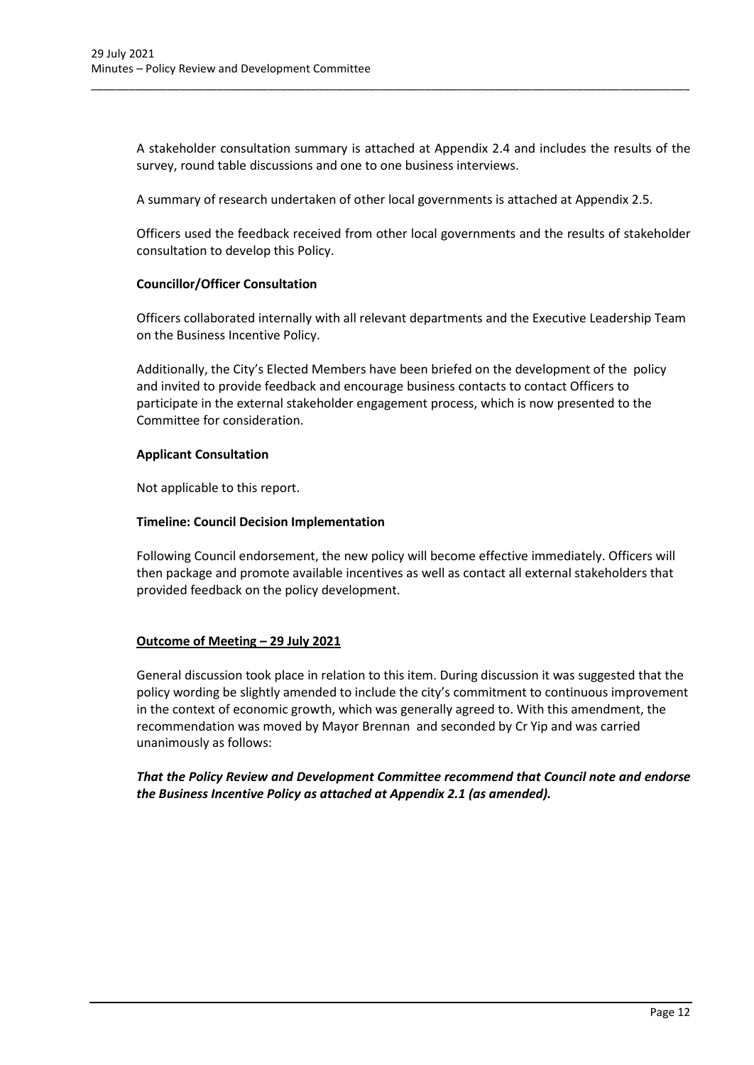A stakeholder consultation summary is attached at Appendix 2.4 and includes the results of the survey, round table discussions and one to one business interviews.

A summary of research undertaken of other local governments is attached at Appendix 2.5.

Officers used the feedback received from other local governments and the results of stakeholder consultation to develop this Policy.

**Councillor/Officer Consultation**

Officers collaborated internally with all relevant departments and the Executive Leadership Team on the Business Incentive Policy.

Additionally, the City's Elected Members have been briefed on the development of the policy and invited to provide feedback and encourage business contacts to contact Officers to participate in the external stakeholder engagement process, which is now presented to the Committee for consideration.

**Applicant Consultation**

Not applicable to this report.

**Timeline: Council Decision Implementation**

Following Council endorsement, the new policy will become effective immediately. Officers will then package and promote available incentives as well as contact all external stakeholders that provided feedback on the policy development.

**Outcome of Meeting – 29 July 2021**

General discussion took place in relation to this item. During discussion it was suggested that the policy wording be slightly amended to include the city's commitment to continuous improvement in the context of economic growth, which was generally agreed to. With this amendment, the recommendation was moved by Mayor Brennan and seconded by Cr Yip and was carried unanimously as follows:

***That the Policy Review and Development Committee recommend that Council note and endorse the Business Incentive Policy as attached at Appendix 2.1 (as amended).***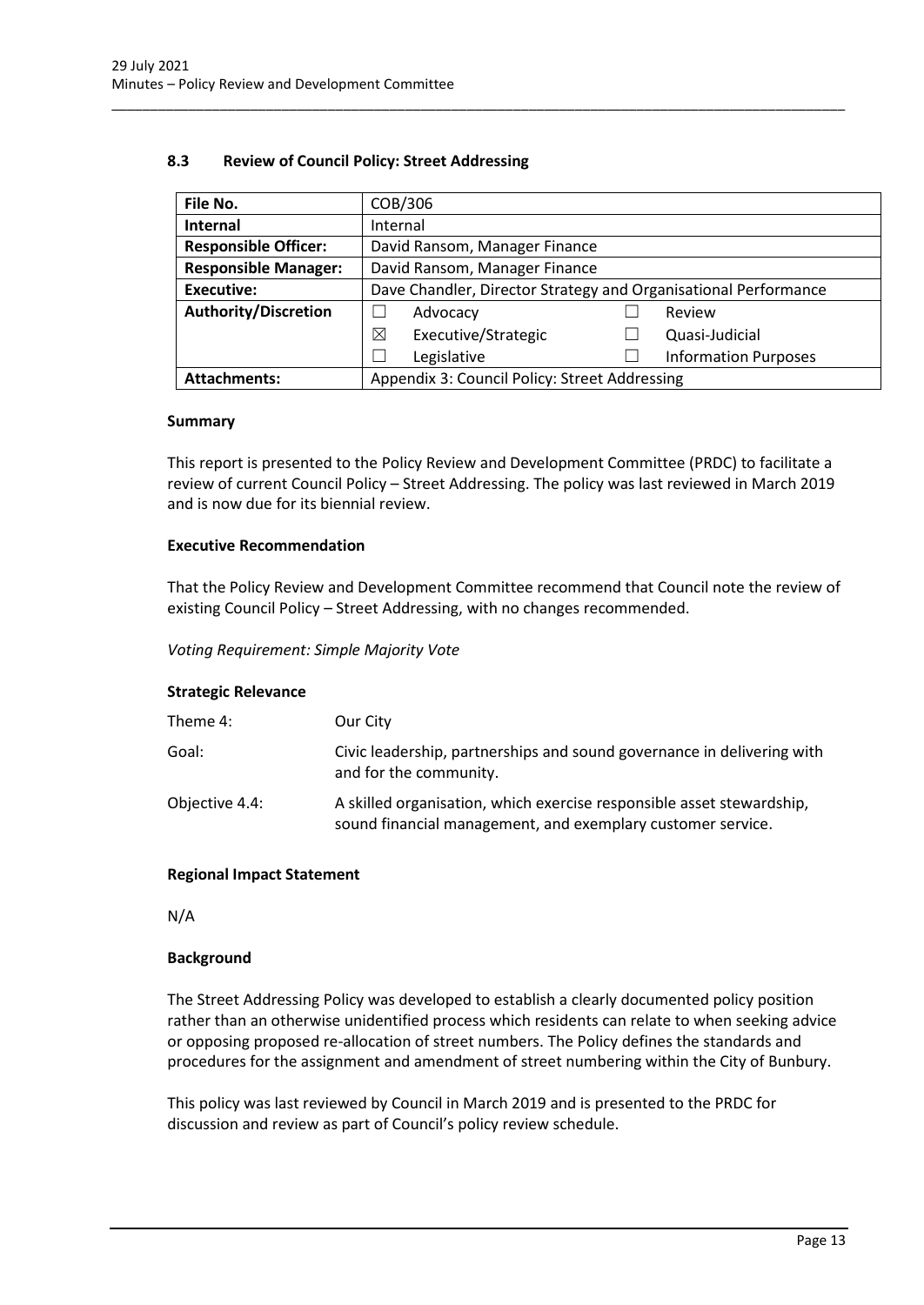## 8.3 Review of Council Policy: Street Addressing

| File No. | COB/306 | | | |
|---|---|---|---|---|
| **Internal** | Internal | | | |
| **Responsible Officer:** | David Ransom, Manager Finance | | | |
| **Responsible Manager:** | David Ransom, Manager Finance | | | |
| **Executive:** | Dave Chandler, Director Strategy and Organisational Performance | | | |
| **Authority/Discretion** | ☐ | Advocacy | ☐ | Review |
| | ☒ | Executive/Strategic | ☐ | Quasi-Judicial |
| | ☐ | Legislative | ☐ | Information Purposes |
| **Attachments:** | Appendix 3: Council Policy: Street Addressing | | | |

### Summary

This report is presented to the Policy Review and Development Committee (PRDC) to facilitate a review of current Council Policy – Street Addressing. The policy was last reviewed in March 2019 and is now due for its biennial review.

### Executive Recommendation

That the Policy Review and Development Committee recommend that Council note the review of existing Council Policy – Street Addressing, with no changes recommended.

*Voting Requirement: Simple Majority Vote*

### Strategic Relevance

| | |
|---|---|
| Theme 4: | Our City |
| Goal: | Civic leadership, partnerships and sound governance in delivering with and for the community. |
| Objective 4.4: | A skilled organisation, which exercise responsible asset stewardship, sound financial management, and exemplary customer service. |

### Regional Impact Statement

N/A

### Background

The Street Addressing Policy was developed to establish a clearly documented policy position rather than an otherwise unidentified process which residents can relate to when seeking advice or opposing proposed re-allocation of street numbers. The Policy defines the standards and procedures for the assignment and amendment of street numbering within the City of Bunbury.

This policy was last reviewed by Council in March 2019 and is presented to the PRDC for discussion and review as part of Council's policy review schedule.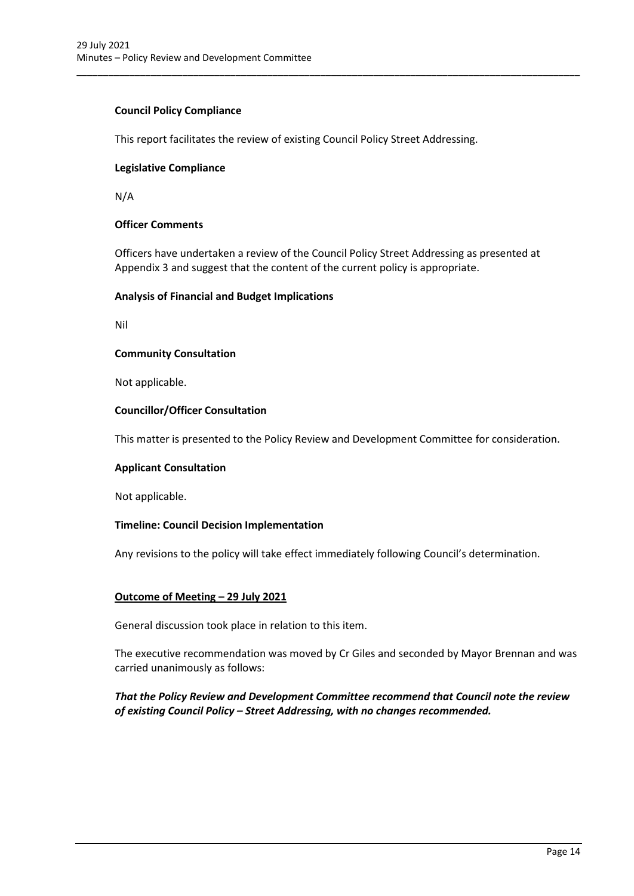**Council Policy Compliance**

This report facilitates the review of existing Council Policy Street Addressing.

**Legislative Compliance**

N/A

**Officer Comments**

Officers have undertaken a review of the Council Policy Street Addressing as presented at Appendix 3 and suggest that the content of the current policy is appropriate.

**Analysis of Financial and Budget Implications**

Nil

**Community Consultation**

Not applicable.

**Councillor/Officer Consultation**

This matter is presented to the Policy Review and Development Committee for consideration.

**Applicant Consultation**

Not applicable.

**Timeline: Council Decision Implementation**

Any revisions to the policy will take effect immediately following Council's determination.

**<u>Outcome of Meeting – 29 July 2021</u>**

General discussion took place in relation to this item.

The executive recommendation was moved by Cr Giles and seconded by Mayor Brennan and was carried unanimously as follows:

***That the Policy Review and Development Committee recommend that Council note the review of existing Council Policy – Street Addressing, with no changes recommended.***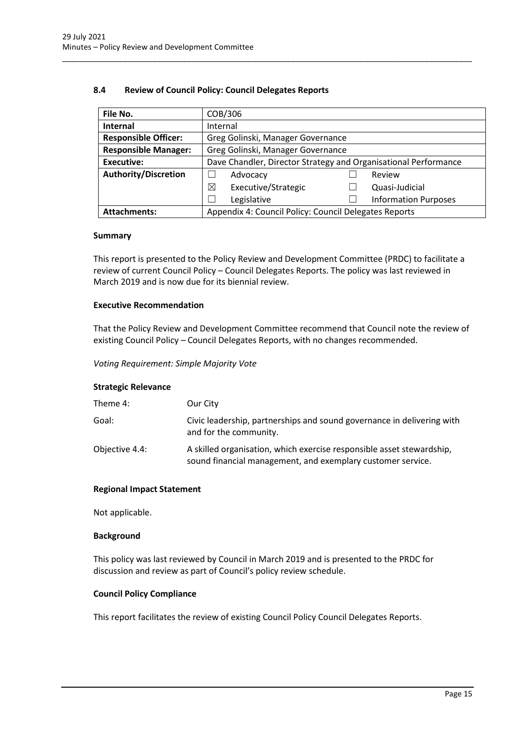## 8.4 Review of Council Policy: Council Delegates Reports

| File No. | COB/306 | | | |
|---|---|---|---|---|
| **Internal** | Internal | | | |
| **Responsible Officer:** | Greg Golinski, Manager Governance | | | |
| **Responsible Manager:** | Greg Golinski, Manager Governance | | | |
| **Executive:** | Dave Chandler, Director Strategy and Organisational Performance | | | |
| **Authority/Discretion** | ☐ | Advocacy | ☐ | Review |
| | ☒ | Executive/Strategic | ☐ | Quasi-Judicial |
| | ☐ | Legislative | ☐ | Information Purposes |
| **Attachments:** | Appendix 4: Council Policy: Council Delegates Reports | | | |

**Summary**

This report is presented to the Policy Review and Development Committee (PRDC) to facilitate a review of current Council Policy – Council Delegates Reports. The policy was last reviewed in March 2019 and is now due for its biennial review.

**Executive Recommendation**

That the Policy Review and Development Committee recommend that Council note the review of existing Council Policy – Council Delegates Reports, with no changes recommended.

*Voting Requirement: Simple Majority Vote*

**Strategic Relevance**

| | |
|---|---|
| Theme 4: | Our City |
| Goal: | Civic leadership, partnerships and sound governance in delivering with and for the community. |
| Objective 4.4: | A skilled organisation, which exercise responsible asset stewardship, sound financial management, and exemplary customer service. |

**Regional Impact Statement**

Not applicable.

**Background**

This policy was last reviewed by Council in March 2019 and is presented to the PRDC for discussion and review as part of Council's policy review schedule.

**Council Policy Compliance**

This report facilitates the review of existing Council Policy Council Delegates Reports.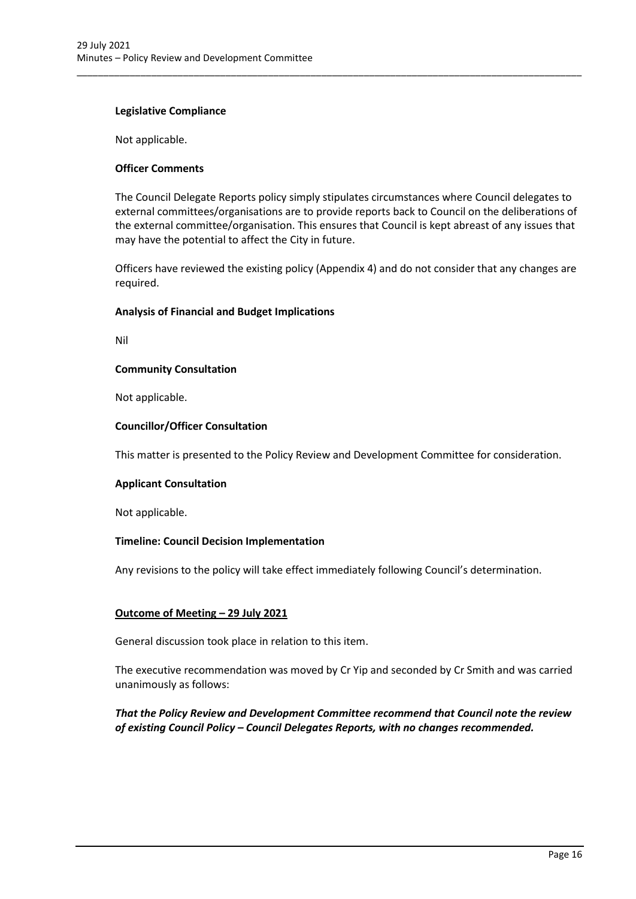**Legislative Compliance**

Not applicable.

**Officer Comments**

The Council Delegate Reports policy simply stipulates circumstances where Council delegates to external committees/organisations are to provide reports back to Council on the deliberations of the external committee/organisation. This ensures that Council is kept abreast of any issues that may have the potential to affect the City in future.

Officers have reviewed the existing policy (Appendix 4) and do not consider that any changes are required.

**Analysis of Financial and Budget Implications**

Nil

**Community Consultation**

Not applicable.

**Councillor/Officer Consultation**

This matter is presented to the Policy Review and Development Committee for consideration.

**Applicant Consultation**

Not applicable.

**Timeline: Council Decision Implementation**

Any revisions to the policy will take effect immediately following Council's determination.

**Outcome of Meeting – 29 July 2021**

General discussion took place in relation to this item.

The executive recommendation was moved by Cr Yip and seconded by Cr Smith and was carried unanimously as follows:

***That the Policy Review and Development Committee recommend that Council note the review of existing Council Policy – Council Delegates Reports, with no changes recommended.***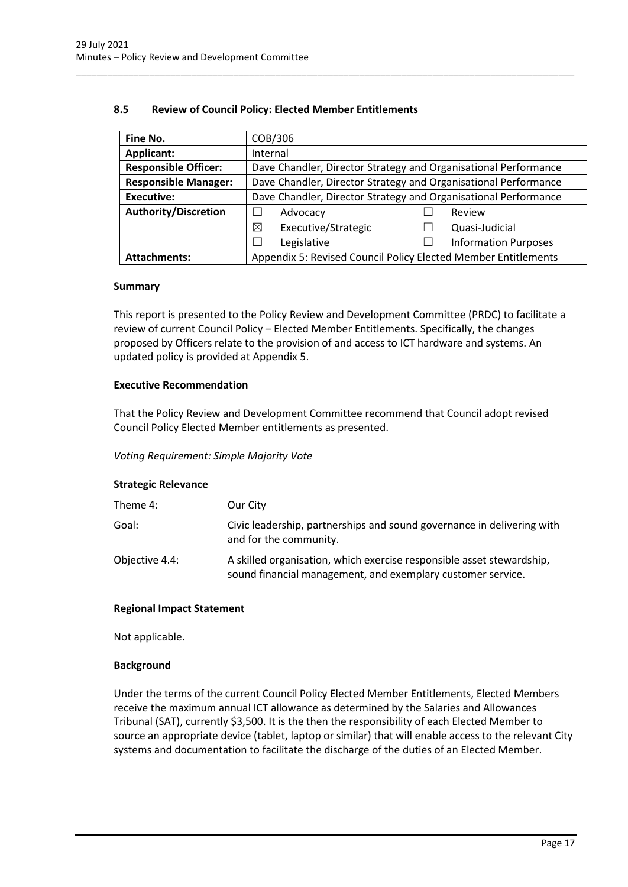## 8.5 Review of Council Policy: Elected Member Entitlements

| Fine No. | COB/306 | | | |
|---|---|---|---|---|
| **Applicant:** | Internal | | | |
| **Responsible Officer:** | Dave Chandler, Director Strategy and Organisational Performance | | | |
| **Responsible Manager:** | Dave Chandler, Director Strategy and Organisational Performance | | | |
| **Executive:** | Dave Chandler, Director Strategy and Organisational Performance | | | |
| **Authority/Discretion** | ☐ | Advocacy | ☐ | Review |
| | ☒ | Executive/Strategic | ☐ | Quasi-Judicial |
| | ☐ | Legislative | ☐ | Information Purposes |
| **Attachments:** | Appendix 5: Revised Council Policy Elected Member Entitlements | | | |

### Summary

This report is presented to the Policy Review and Development Committee (PRDC) to facilitate a review of current Council Policy – Elected Member Entitlements. Specifically, the changes proposed by Officers relate to the provision of and access to ICT hardware and systems. An updated policy is provided at Appendix 5.

### Executive Recommendation

That the Policy Review and Development Committee recommend that Council adopt revised Council Policy Elected Member entitlements as presented.

*Voting Requirement: Simple Majority Vote*

### Strategic Relevance

| | |
|---|---|
| Theme 4: | Our City |
| Goal: | Civic leadership, partnerships and sound governance in delivering with and for the community. |
| Objective 4.4: | A skilled organisation, which exercise responsible asset stewardship, sound financial management, and exemplary customer service. |

### Regional Impact Statement

Not applicable.

### Background

Under the terms of the current Council Policy Elected Member Entitlements, Elected Members receive the maximum annual ICT allowance as determined by the Salaries and Allowances Tribunal (SAT), currently $3,500. It is the then the responsibility of each Elected Member to source an appropriate device (tablet, laptop or similar) that will enable access to the relevant City systems and documentation to facilitate the discharge of the duties of an Elected Member.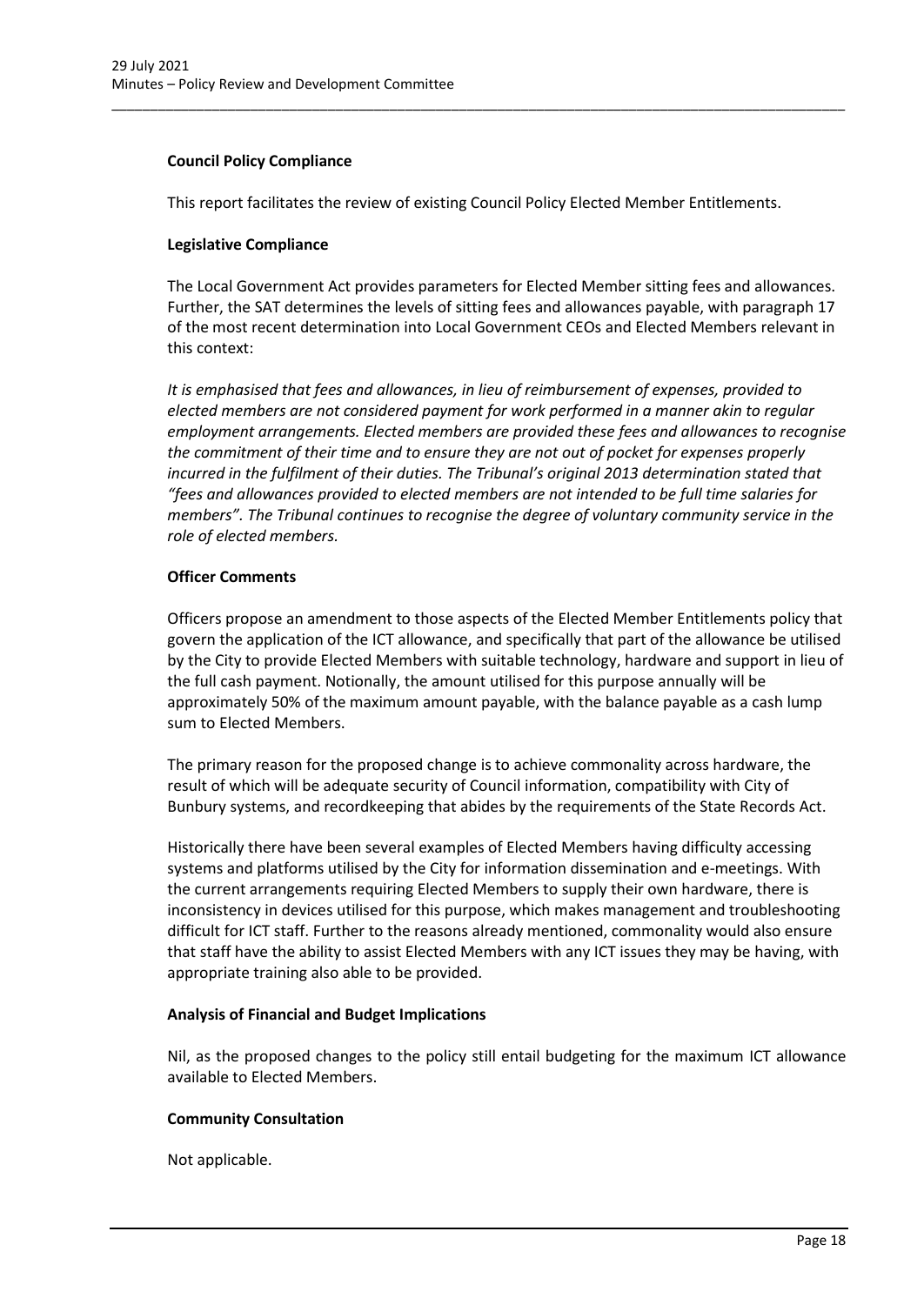**Council Policy Compliance**

This report facilitates the review of existing Council Policy Elected Member Entitlements.

**Legislative Compliance**

The Local Government Act provides parameters for Elected Member sitting fees and allowances. Further, the SAT determines the levels of sitting fees and allowances payable, with paragraph 17 of the most recent determination into Local Government CEOs and Elected Members relevant in this context:

*It is emphasised that fees and allowances, in lieu of reimbursement of expenses, provided to elected members are not considered payment for work performed in a manner akin to regular employment arrangements. Elected members are provided these fees and allowances to recognise the commitment of their time and to ensure they are not out of pocket for expenses properly incurred in the fulfilment of their duties. The Tribunal's original 2013 determination stated that "fees and allowances provided to elected members are not intended to be full time salaries for members". The Tribunal continues to recognise the degree of voluntary community service in the role of elected members.*

**Officer Comments**

Officers propose an amendment to those aspects of the Elected Member Entitlements policy that govern the application of the ICT allowance, and specifically that part of the allowance be utilised by the City to provide Elected Members with suitable technology, hardware and support in lieu of the full cash payment. Notionally, the amount utilised for this purpose annually will be approximately 50% of the maximum amount payable, with the balance payable as a cash lump sum to Elected Members.

The primary reason for the proposed change is to achieve commonality across hardware, the result of which will be adequate security of Council information, compatibility with City of Bunbury systems, and recordkeeping that abides by the requirements of the State Records Act.

Historically there have been several examples of Elected Members having difficulty accessing systems and platforms utilised by the City for information dissemination and e-meetings. With the current arrangements requiring Elected Members to supply their own hardware, there is inconsistency in devices utilised for this purpose, which makes management and troubleshooting difficult for ICT staff. Further to the reasons already mentioned, commonality would also ensure that staff have the ability to assist Elected Members with any ICT issues they may be having, with appropriate training also able to be provided.

**Analysis of Financial and Budget Implications**

Nil, as the proposed changes to the policy still entail budgeting for the maximum ICT allowance available to Elected Members.

**Community Consultation**

Not applicable.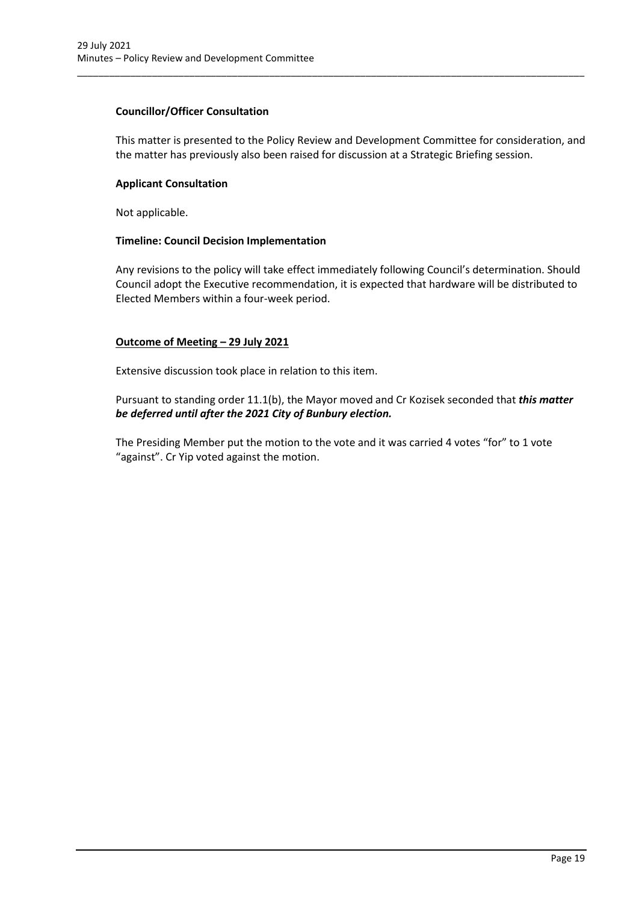**Councillor/Officer Consultation**

This matter is presented to the Policy Review and Development Committee for consideration, and the matter has previously also been raised for discussion at a Strategic Briefing session.

**Applicant Consultation**

Not applicable.

**Timeline: Council Decision Implementation**

Any revisions to the policy will take effect immediately following Council's determination. Should Council adopt the Executive recommendation, it is expected that hardware will be distributed to Elected Members within a four-week period.

**Outcome of Meeting – 29 July 2021**

Extensive discussion took place in relation to this item.

Pursuant to standing order 11.1(b), the Mayor moved and Cr Kozisek seconded that ***this matter be deferred until after the 2021 City of Bunbury election.***

The Presiding Member put the motion to the vote and it was carried 4 votes "for" to 1 vote "against". Cr Yip voted against the motion.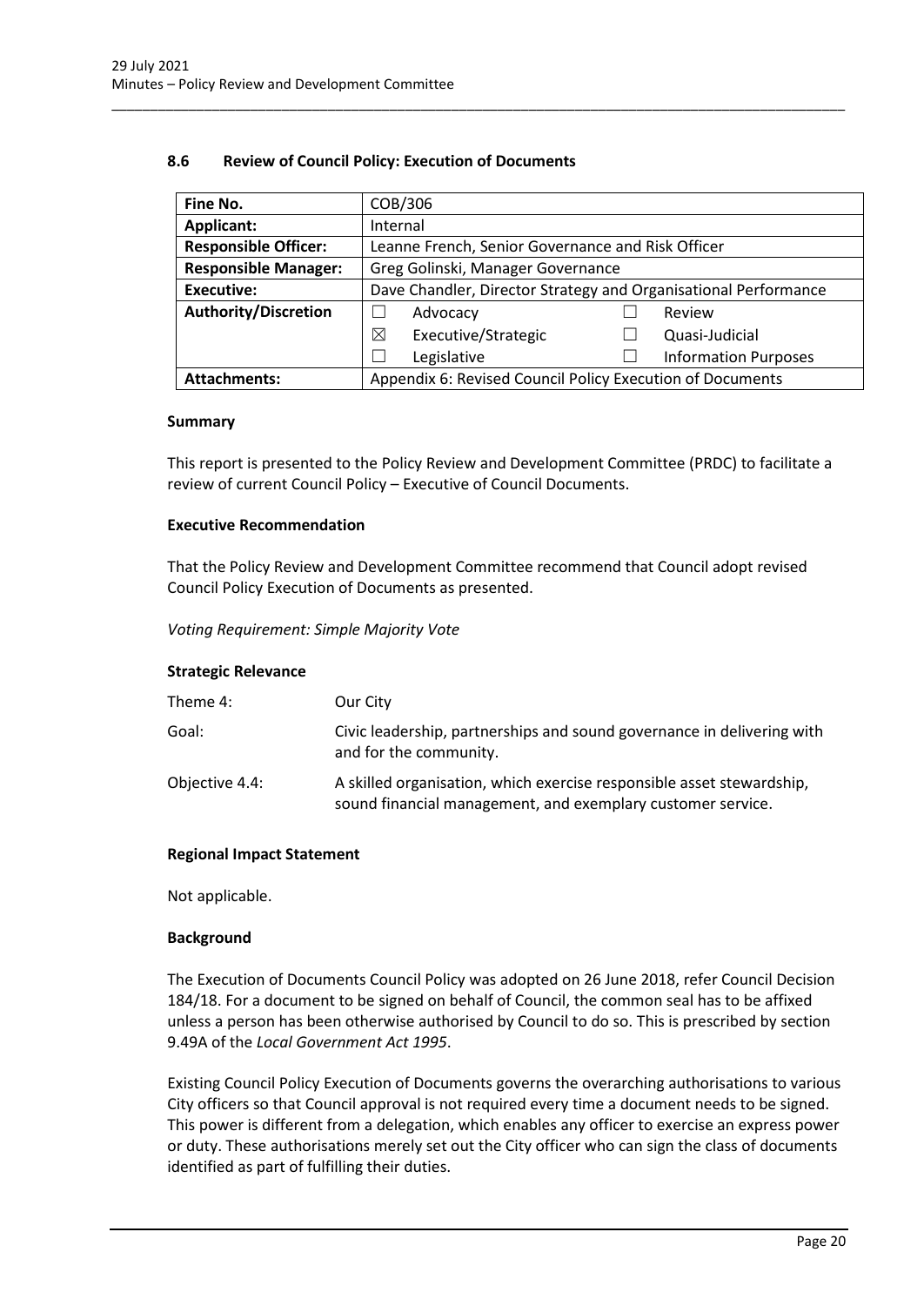## 8.6 Review of Council Policy: Execution of Documents

| Fine No. | COB/306 | | | |
|---|---|---|---|---|
| **Applicant:** | Internal | | | |
| **Responsible Officer:** | Leanne French, Senior Governance and Risk Officer | | | |
| **Responsible Manager:** | Greg Golinski, Manager Governance | | | |
| **Executive:** | Dave Chandler, Director Strategy and Organisational Performance | | | |
| **Authority/Discretion** | ☐ | Advocacy | ☐ | Review |
| | ☒ | Executive/Strategic | ☐ | Quasi-Judicial |
| | ☐ | Legislative | ☐ | Information Purposes |
| **Attachments:** | Appendix 6: Revised Council Policy Execution of Documents | | | |

### Summary

This report is presented to the Policy Review and Development Committee (PRDC) to facilitate a review of current Council Policy – Executive of Council Documents.

### Executive Recommendation

That the Policy Review and Development Committee recommend that Council adopt revised Council Policy Execution of Documents as presented.

*Voting Requirement: Simple Majority Vote*

### Strategic Relevance

| | |
|---|---|
| Theme 4: | Our City |
| Goal: | Civic leadership, partnerships and sound governance in delivering with and for the community. |
| Objective 4.4: | A skilled organisation, which exercise responsible asset stewardship, sound financial management, and exemplary customer service. |

### Regional Impact Statement

Not applicable.

### Background

The Execution of Documents Council Policy was adopted on 26 June 2018, refer Council Decision 184/18. For a document to be signed on behalf of Council, the common seal has to be affixed unless a person has been otherwise authorised by Council to do so. This is prescribed by section 9.49A of the *Local Government Act 1995*.

Existing Council Policy Execution of Documents governs the overarching authorisations to various City officers so that Council approval is not required every time a document needs to be signed. This power is different from a delegation, which enables any officer to exercise an express power or duty. These authorisations merely set out the City officer who can sign the class of documents identified as part of fulfilling their duties.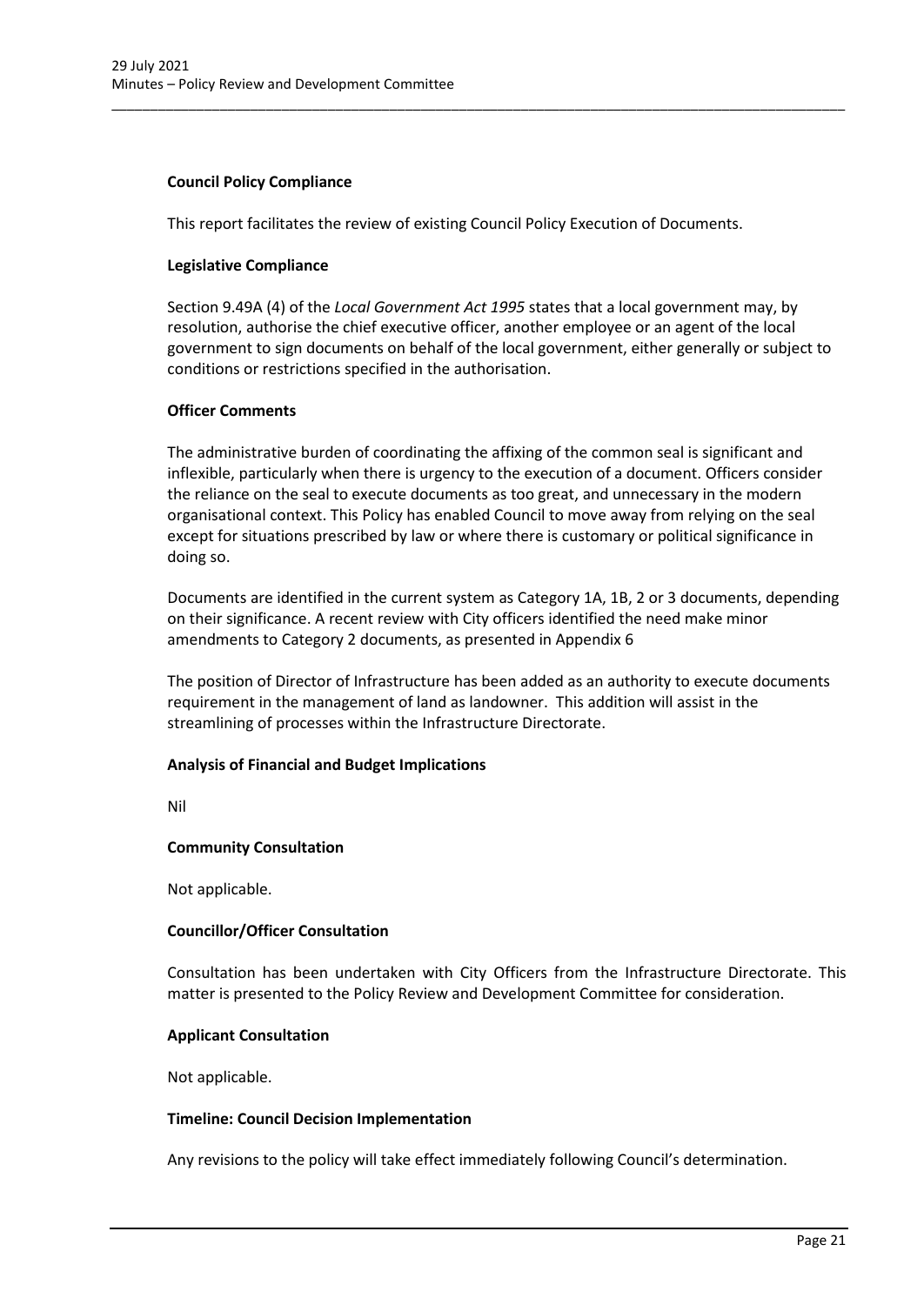**Council Policy Compliance**

This report facilitates the review of existing Council Policy Execution of Documents.

**Legislative Compliance**

Section 9.49A (4) of the *Local Government Act 1995* states that a local government may, by resolution, authorise the chief executive officer, another employee or an agent of the local government to sign documents on behalf of the local government, either generally or subject to conditions or restrictions specified in the authorisation.

**Officer Comments**

The administrative burden of coordinating the affixing of the common seal is significant and inflexible, particularly when there is urgency to the execution of a document. Officers consider the reliance on the seal to execute documents as too great, and unnecessary in the modern organisational context. This Policy has enabled Council to move away from relying on the seal except for situations prescribed by law or where there is customary or political significance in doing so.

Documents are identified in the current system as Category 1A, 1B, 2 or 3 documents, depending on their significance. A recent review with City officers identified the need make minor amendments to Category 2 documents, as presented in Appendix 6

The position of Director of Infrastructure has been added as an authority to execute documents requirement in the management of land as landowner. This addition will assist in the streamlining of processes within the Infrastructure Directorate.

**Analysis of Financial and Budget Implications**

Nil

**Community Consultation**

Not applicable.

**Councillor/Officer Consultation**

Consultation has been undertaken with City Officers from the Infrastructure Directorate. This matter is presented to the Policy Review and Development Committee for consideration.

**Applicant Consultation**

Not applicable.

**Timeline: Council Decision Implementation**

Any revisions to the policy will take effect immediately following Council's determination.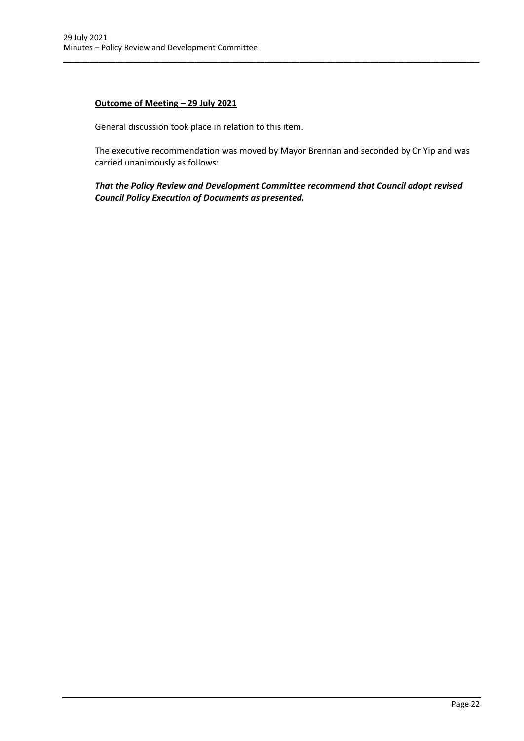**Outcome of Meeting – 29 July 2021**

General discussion took place in relation to this item.

The executive recommendation was moved by Mayor Brennan and seconded by Cr Yip and was carried unanimously as follows:

***That the Policy Review and Development Committee recommend that Council adopt revised Council Policy Execution of Documents as presented.***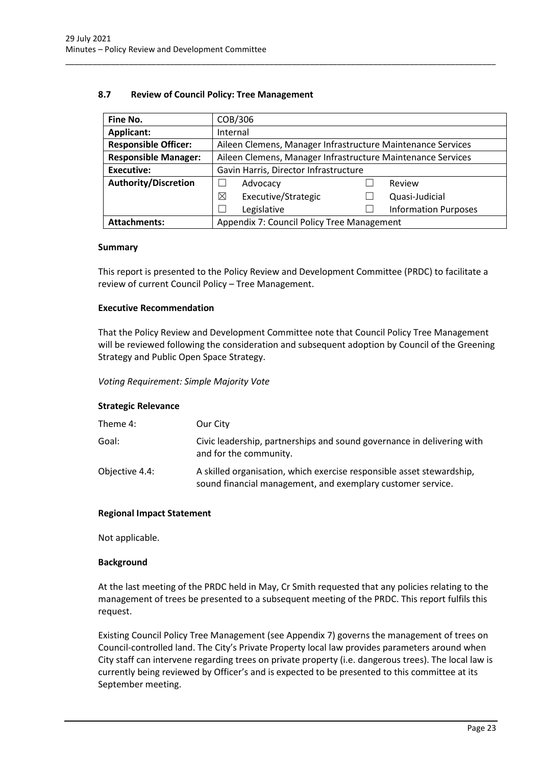## 8.7 Review of Council Policy: Tree Management

| Fine No. | COB/306 | | | |
|---|---|---|---|---|
| **Applicant:** | Internal | | | |
| **Responsible Officer:** | Aileen Clemens, Manager Infrastructure Maintenance Services | | | |
| **Responsible Manager:** | Aileen Clemens, Manager Infrastructure Maintenance Services | | | |
| **Executive:** | Gavin Harris, Director Infrastructure | | | |
| **Authority/Discretion** | ☐ | Advocacy | ☐ | Review |
| | ☒ | Executive/Strategic | ☐ | Quasi-Judicial |
| | ☐ | Legislative | ☐ | Information Purposes |
| **Attachments:** | Appendix 7: Council Policy Tree Management | | | |

### Summary

This report is presented to the Policy Review and Development Committee (PRDC) to facilitate a review of current Council Policy – Tree Management.

### Executive Recommendation

That the Policy Review and Development Committee note that Council Policy Tree Management will be reviewed following the consideration and subsequent adoption by Council of the Greening Strategy and Public Open Space Strategy.

*Voting Requirement: Simple Majority Vote*

### Strategic Relevance

| | |
|---|---|
| Theme 4: | Our City |
| Goal: | Civic leadership, partnerships and sound governance in delivering with and for the community. |
| Objective 4.4: | A skilled organisation, which exercise responsible asset stewardship, sound financial management, and exemplary customer service. |

### Regional Impact Statement

Not applicable.

### Background

At the last meeting of the PRDC held in May, Cr Smith requested that any policies relating to the management of trees be presented to a subsequent meeting of the PRDC. This report fulfils this request.

Existing Council Policy Tree Management (see Appendix 7) governs the management of trees on Council-controlled land. The City's Private Property local law provides parameters around when City staff can intervene regarding trees on private property (i.e. dangerous trees). The local law is currently being reviewed by Officer's and is expected to be presented to this committee at its September meeting.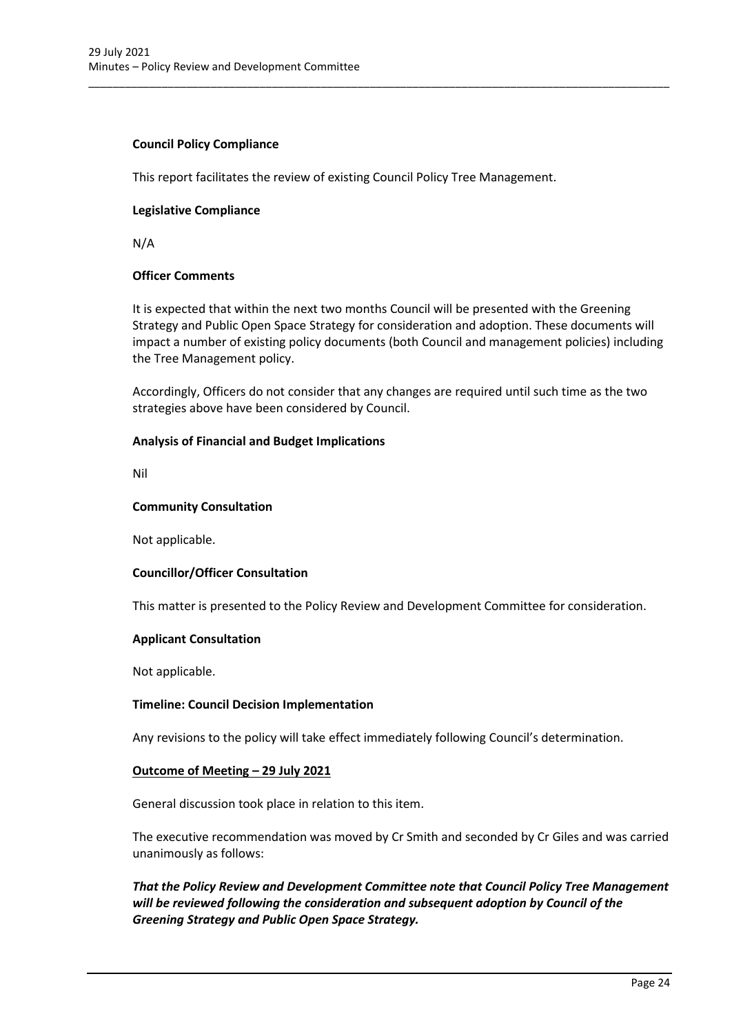**Council Policy Compliance**

This report facilitates the review of existing Council Policy Tree Management.

**Legislative Compliance**

N/A

**Officer Comments**

It is expected that within the next two months Council will be presented with the Greening Strategy and Public Open Space Strategy for consideration and adoption. These documents will impact a number of existing policy documents (both Council and management policies) including the Tree Management policy.

Accordingly, Officers do not consider that any changes are required until such time as the two strategies above have been considered by Council.

**Analysis of Financial and Budget Implications**

Nil

**Community Consultation**

Not applicable.

**Councillor/Officer Consultation**

This matter is presented to the Policy Review and Development Committee for consideration.

**Applicant Consultation**

Not applicable.

**Timeline: Council Decision Implementation**

Any revisions to the policy will take effect immediately following Council's determination.

**Outcome of Meeting – 29 July 2021**

General discussion took place in relation to this item.

The executive recommendation was moved by Cr Smith and seconded by Cr Giles and was carried unanimously as follows:

***That the Policy Review and Development Committee note that Council Policy Tree Management will be reviewed following the consideration and subsequent adoption by Council of the Greening Strategy and Public Open Space Strategy.***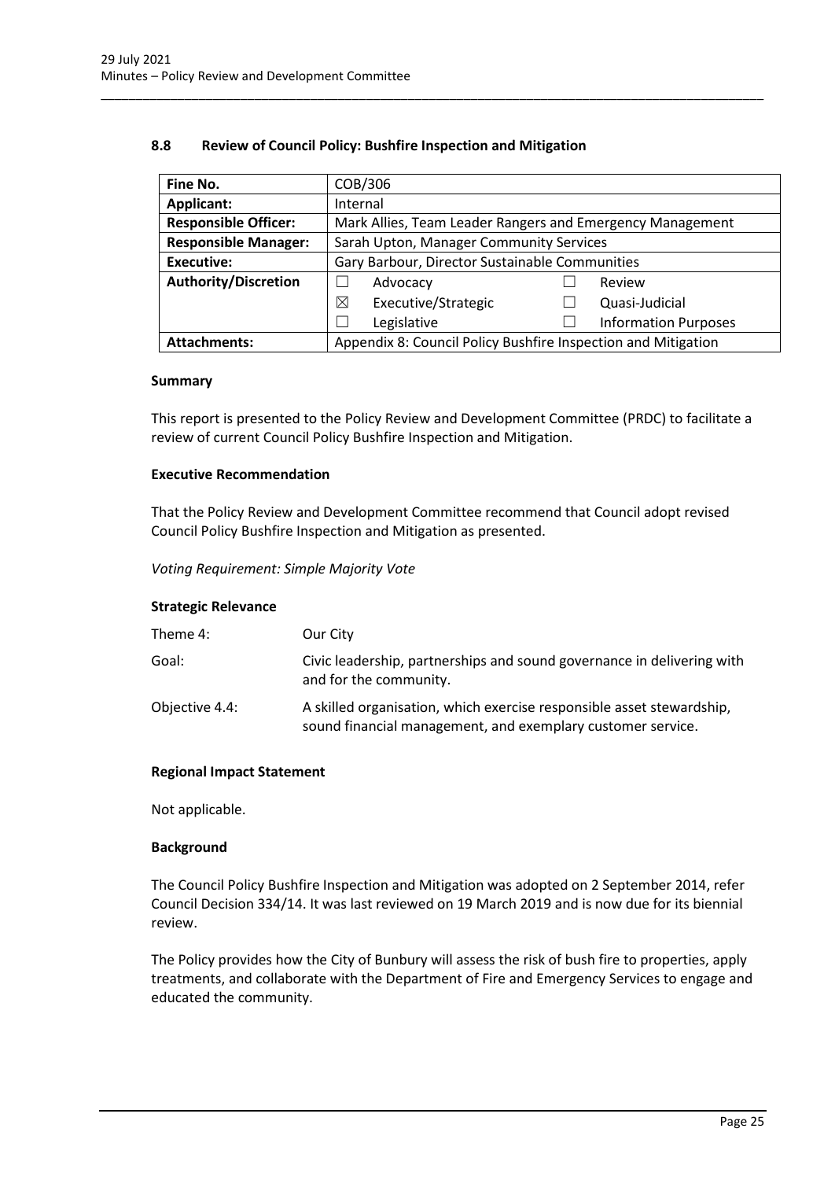## 8.8 Review of Council Policy: Bushfire Inspection and Mitigation

| Fine No. | COB/306 | | | |
|---|---|---|---|---|
| **Applicant:** | Internal | | | |
| **Responsible Officer:** | Mark Allies, Team Leader Rangers and Emergency Management | | | |
| **Responsible Manager:** | Sarah Upton, Manager Community Services | | | |
| **Executive:** | Gary Barbour, Director Sustainable Communities | | | |
| **Authority/Discretion** | ☐ | Advocacy | ☐ | Review |
| | ☒ | Executive/Strategic | ☐ | Quasi-Judicial |
| | ☐ | Legislative | ☐ | Information Purposes |
| **Attachments:** | Appendix 8: Council Policy Bushfire Inspection and Mitigation | | | |

### Summary

This report is presented to the Policy Review and Development Committee (PRDC) to facilitate a review of current Council Policy Bushfire Inspection and Mitigation.

### Executive Recommendation

That the Policy Review and Development Committee recommend that Council adopt revised Council Policy Bushfire Inspection and Mitigation as presented.

*Voting Requirement: Simple Majority Vote*

### Strategic Relevance

| | |
|---|---|
| Theme 4: | Our City |
| Goal: | Civic leadership, partnerships and sound governance in delivering with and for the community. |
| Objective 4.4: | A skilled organisation, which exercise responsible asset stewardship, sound financial management, and exemplary customer service. |

### Regional Impact Statement

Not applicable.

### Background

The Council Policy Bushfire Inspection and Mitigation was adopted on 2 September 2014, refer Council Decision 334/14. It was last reviewed on 19 March 2019 and is now due for its biennial review.

The Policy provides how the City of Bunbury will assess the risk of bush fire to properties, apply treatments, and collaborate with the Department of Fire and Emergency Services to engage and educated the community.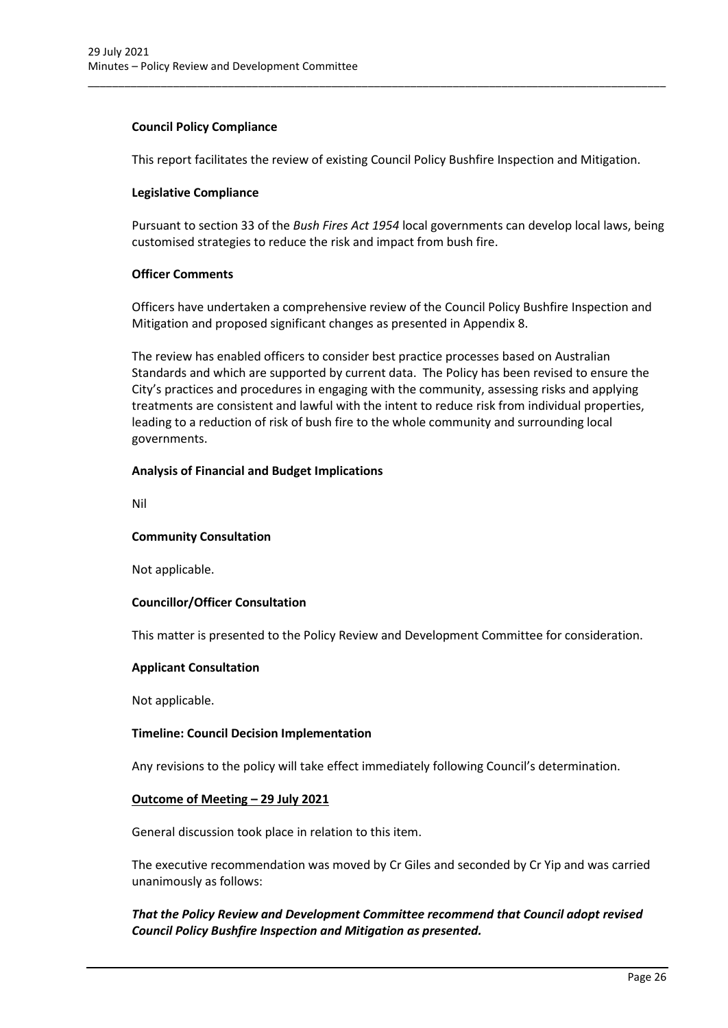**Council Policy Compliance**

This report facilitates the review of existing Council Policy Bushfire Inspection and Mitigation.

**Legislative Compliance**

Pursuant to section 33 of the *Bush Fires Act 1954* local governments can develop local laws, being customised strategies to reduce the risk and impact from bush fire.

**Officer Comments**

Officers have undertaken a comprehensive review of the Council Policy Bushfire Inspection and Mitigation and proposed significant changes as presented in Appendix 8.

The review has enabled officers to consider best practice processes based on Australian Standards and which are supported by current data. The Policy has been revised to ensure the City's practices and procedures in engaging with the community, assessing risks and applying treatments are consistent and lawful with the intent to reduce risk from individual properties, leading to a reduction of risk of bush fire to the whole community and surrounding local governments.

**Analysis of Financial and Budget Implications**

Nil

**Community Consultation**

Not applicable.

**Councillor/Officer Consultation**

This matter is presented to the Policy Review and Development Committee for consideration.

**Applicant Consultation**

Not applicable.

**Timeline: Council Decision Implementation**

Any revisions to the policy will take effect immediately following Council's determination.

**Outcome of Meeting – 29 July 2021**

General discussion took place in relation to this item.

The executive recommendation was moved by Cr Giles and seconded by Cr Yip and was carried unanimously as follows:

***That the Policy Review and Development Committee recommend that Council adopt revised Council Policy Bushfire Inspection and Mitigation as presented.***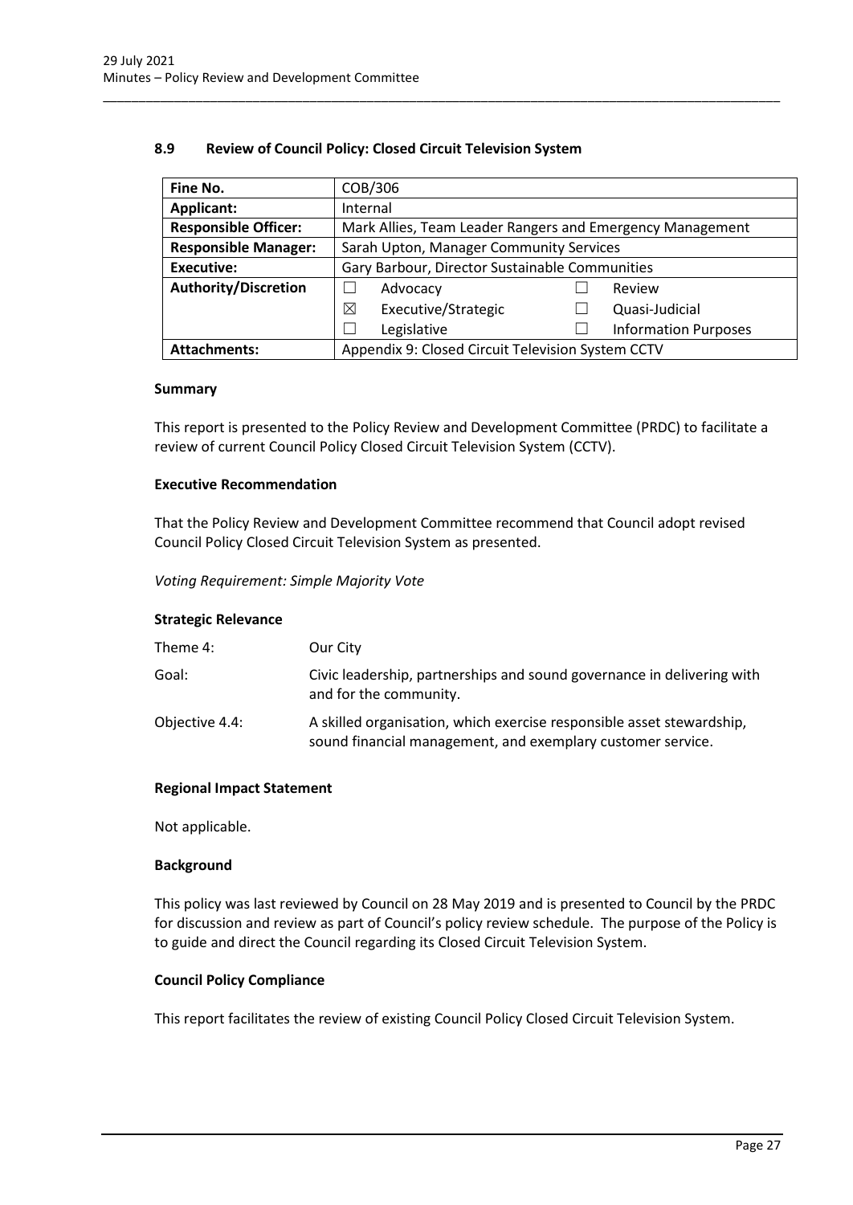### 8.9 Review of Council Policy: Closed Circuit Television System

| Fine No. | COB/306 | | | |
|---|---|---|---|---|
| **Applicant:** | Internal | | | |
| **Responsible Officer:** | Mark Allies, Team Leader Rangers and Emergency Management | | | |
| **Responsible Manager:** | Sarah Upton, Manager Community Services | | | |
| **Executive:** | Gary Barbour, Director Sustainable Communities | | | |
| **Authority/Discretion** | ☐ | Advocacy | ☐ | Review |
| | ☒ | Executive/Strategic | ☐ | Quasi-Judicial |
| | ☐ | Legislative | ☐ | Information Purposes |
| **Attachments:** | Appendix 9: Closed Circuit Television System CCTV | | | |

#### Summary

This report is presented to the Policy Review and Development Committee (PRDC) to facilitate a review of current Council Policy Closed Circuit Television System (CCTV).

#### Executive Recommendation

That the Policy Review and Development Committee recommend that Council adopt revised Council Policy Closed Circuit Television System as presented.

*Voting Requirement: Simple Majority Vote*

#### Strategic Relevance

| | |
|---|---|
| Theme 4: | Our City |
| Goal: | Civic leadership, partnerships and sound governance in delivering with and for the community. |
| Objective 4.4: | A skilled organisation, which exercise responsible asset stewardship, sound financial management, and exemplary customer service. |

#### Regional Impact Statement

Not applicable.

#### Background

This policy was last reviewed by Council on 28 May 2019 and is presented to Council by the PRDC for discussion and review as part of Council's policy review schedule. The purpose of the Policy is to guide and direct the Council regarding its Closed Circuit Television System.

#### Council Policy Compliance

This report facilitates the review of existing Council Policy Closed Circuit Television System.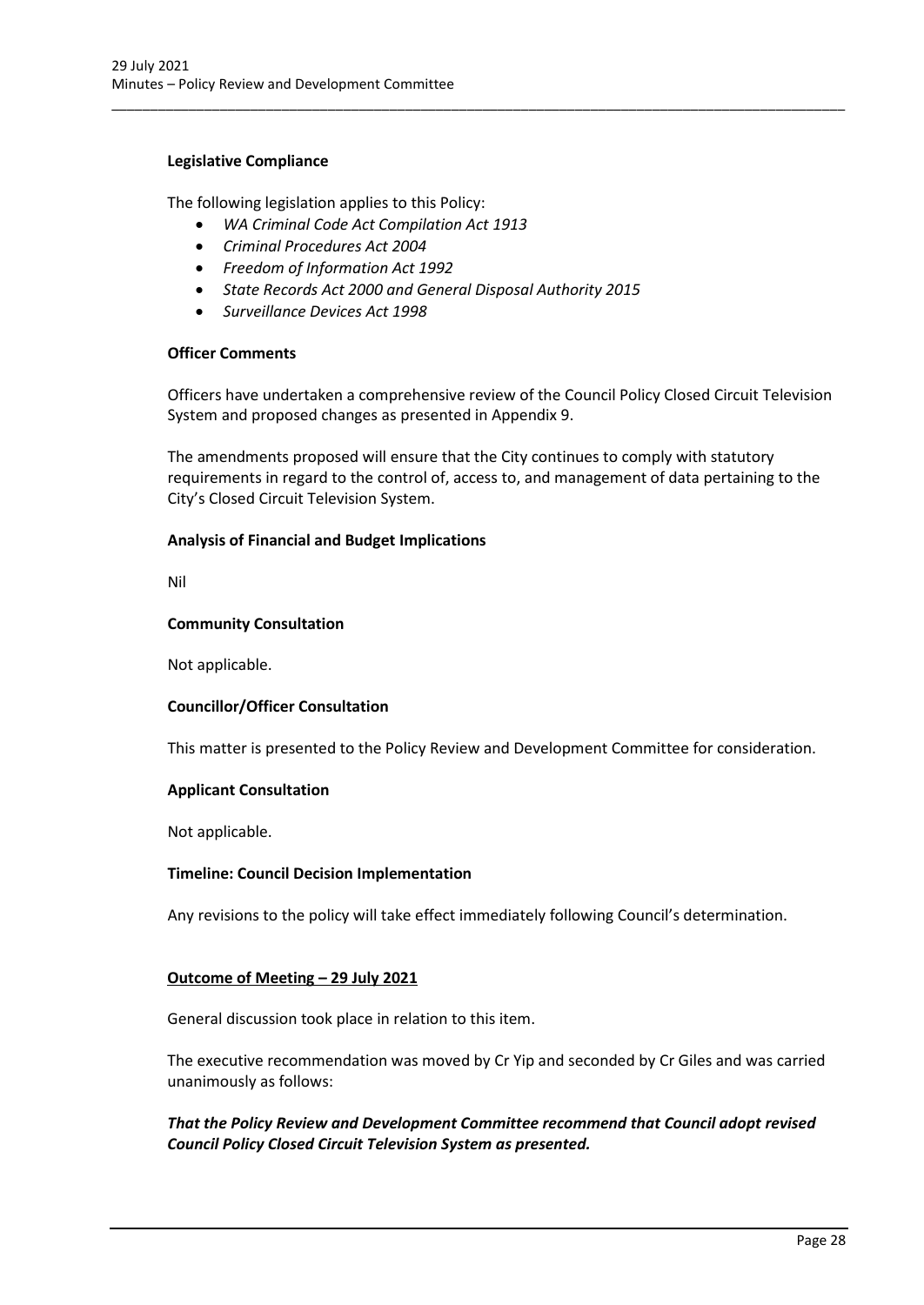**Legislative Compliance**

The following legislation applies to this Policy:

- *WA Criminal Code Act Compilation Act 1913*
- *Criminal Procedures Act 2004*
- *Freedom of Information Act 1992*
- *State Records Act 2000 and General Disposal Authority 2015*
- *Surveillance Devices Act 1998*

**Officer Comments**

Officers have undertaken a comprehensive review of the Council Policy Closed Circuit Television System and proposed changes as presented in Appendix 9.

The amendments proposed will ensure that the City continues to comply with statutory requirements in regard to the control of, access to, and management of data pertaining to the City's Closed Circuit Television System.

**Analysis of Financial and Budget Implications**

Nil

**Community Consultation**

Not applicable.

**Councillor/Officer Consultation**

This matter is presented to the Policy Review and Development Committee for consideration.

**Applicant Consultation**

Not applicable.

**Timeline: Council Decision Implementation**

Any revisions to the policy will take effect immediately following Council's determination.

**Outcome of Meeting – 29 July 2021**

General discussion took place in relation to this item.

The executive recommendation was moved by Cr Yip and seconded by Cr Giles and was carried unanimously as follows:

***That the Policy Review and Development Committee recommend that Council adopt revised Council Policy Closed Circuit Television System as presented.***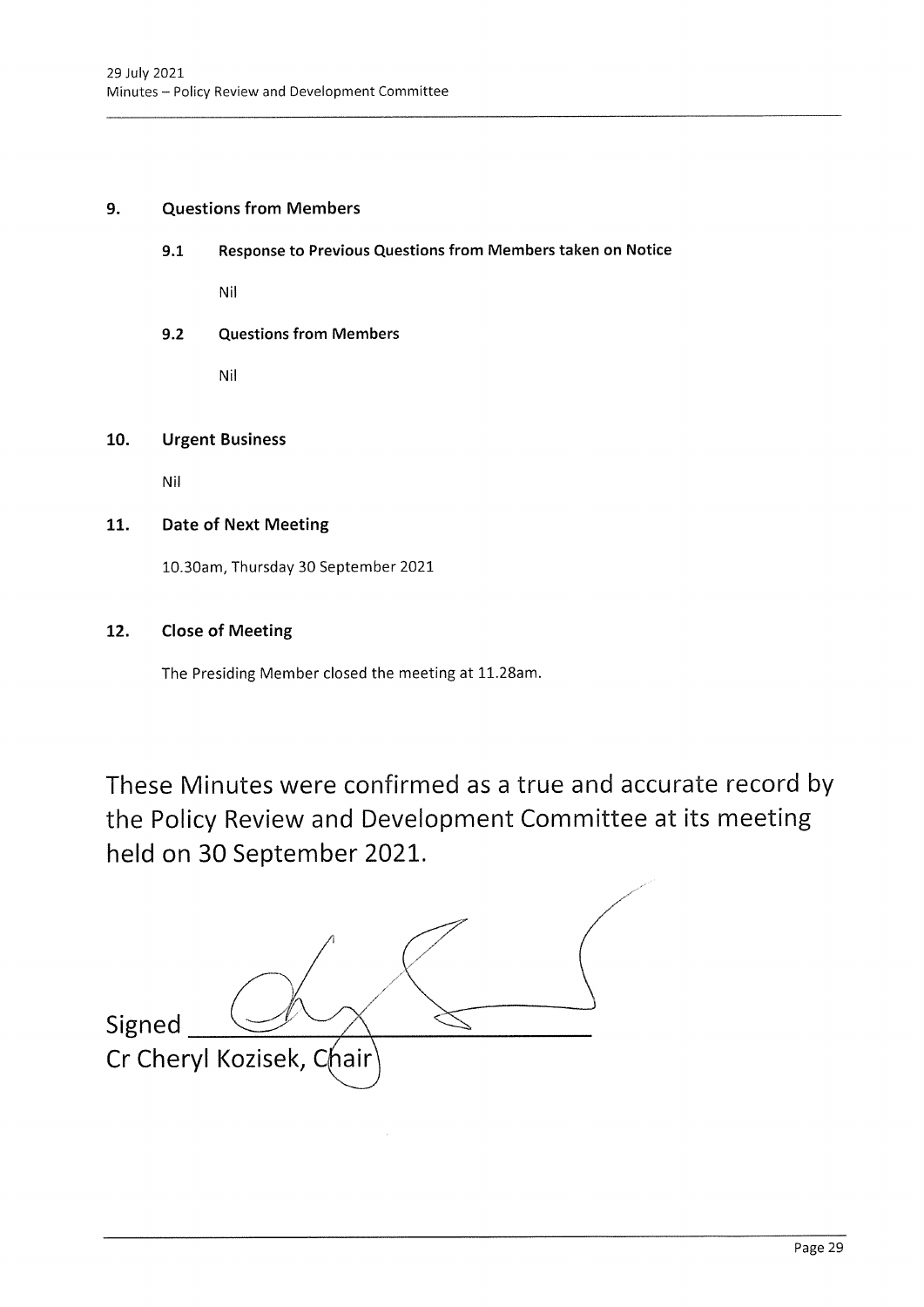## 9. Questions from Members

### 9.1 Response to Previous Questions from Members taken on Notice

Nil

### 9.2 Questions from Members

Nil

## 10. Urgent Business

Nil

## 11. Date of Next Meeting

10.30am, Thursday 30 September 2021

## 12. Close of Meeting

The Presiding Member closed the meeting at 11.28am.

These Minutes were confirmed as a true and accurate record by the Policy Review and Development Committee at its meeting held on 30 September 2021.

Signed \_\_\_\_\_\_\_\_\_\_\_\_\_\_\_\_\_\_\_\_\_\_\_\_\_\_\_\_

Cr Cheryl Kozisek, Chair